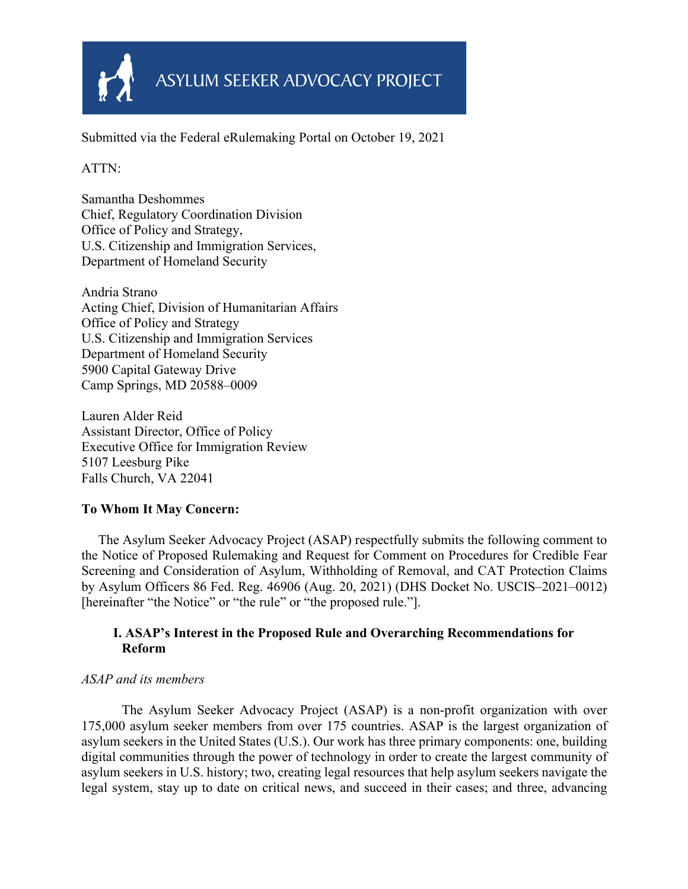ASYLUM SEEKER ADVOCACY PROJECT

Submitted via the Federal eRulemaking Portal on October 19, 2021

ATTN:

Samantha Deshommes
Chief, Regulatory Coordination Division
Office of Policy and Strategy,
U.S. Citizenship and Immigration Services,
Department of Homeland Security

Andria Strano
Acting Chief, Division of Humanitarian Affairs
Office of Policy and Strategy
U.S. Citizenship and Immigration Services
Department of Homeland Security
5900 Capital Gateway Drive
Camp Springs, MD 20588–0009

Lauren Alder Reid
Assistant Director, Office of Policy
Executive Office for Immigration Review
5107 Leesburg Pike
Falls Church, VA 22041

**To Whom It May Concern:**

The Asylum Seeker Advocacy Project (ASAP) respectfully submits the following comment to the Notice of Proposed Rulemaking and Request for Comment on Procedures for Credible Fear Screening and Consideration of Asylum, Withholding of Removal, and CAT Protection Claims by Asylum Officers 86 Fed. Reg. 46906 (Aug. 20, 2021) (DHS Docket No. USCIS–2021–0012) [hereinafter "the Notice" or "the rule" or "the proposed rule."].

## I. ASAP's Interest in the Proposed Rule and Overarching Recommendations for Reform

*ASAP and its members*

The Asylum Seeker Advocacy Project (ASAP) is a non-profit organization with over 175,000 asylum seeker members from over 175 countries. ASAP is the largest organization of asylum seekers in the United States (U.S.). Our work has three primary components: one, building digital communities through the power of technology in order to create the largest community of asylum seekers in U.S. history; two, creating legal resources that help asylum seekers navigate the legal system, stay up to date on critical news, and succeed in their cases; and three, advancing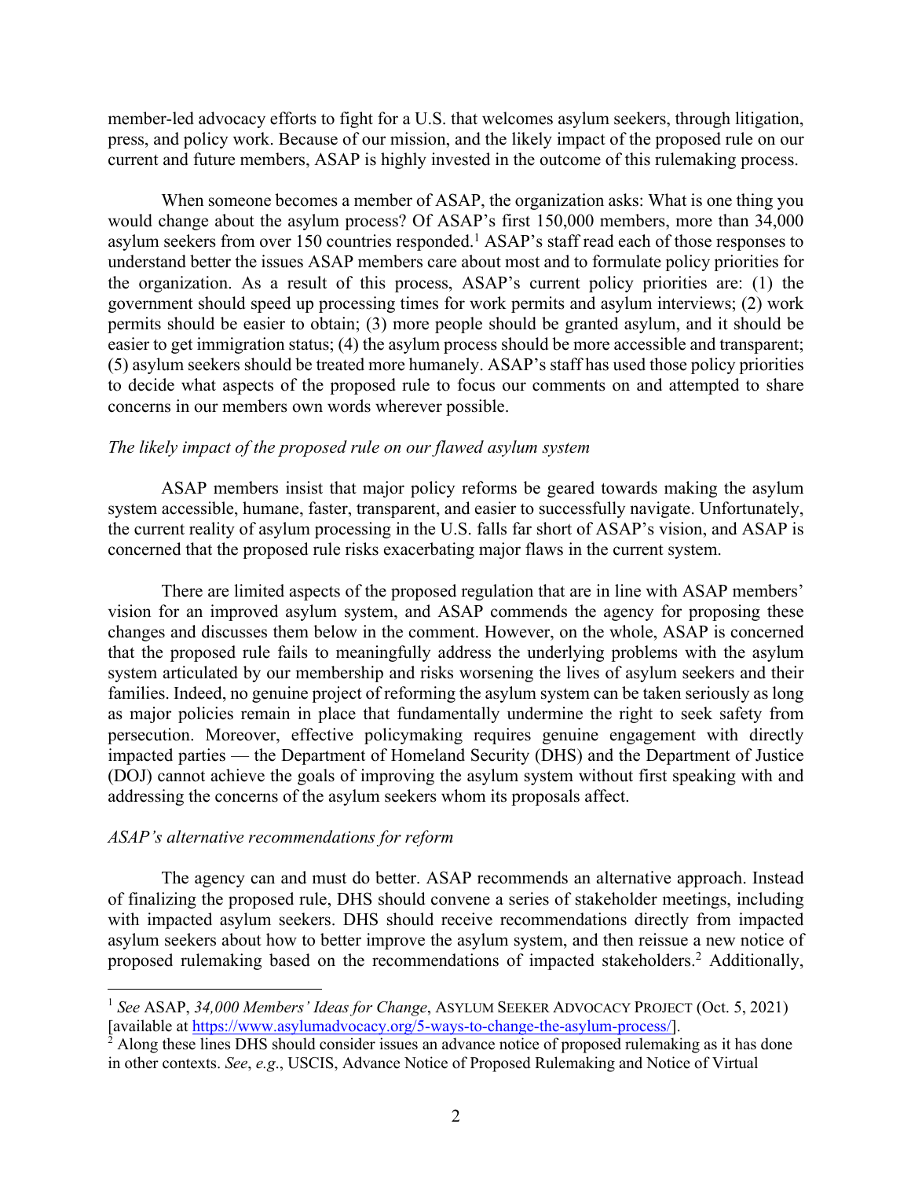member-led advocacy efforts to fight for a U.S. that welcomes asylum seekers, through litigation, press, and policy work. Because of our mission, and the likely impact of the proposed rule on our current and future members, ASAP is highly invested in the outcome of this rulemaking process.

When someone becomes a member of ASAP, the organization asks: What is one thing you would change about the asylum process? Of ASAP's first 150,000 members, more than 34,000 asylum seekers from over 150 countries responded.[1] ASAP's staff read each of those responses to understand better the issues ASAP members care about most and to formulate policy priorities for the organization. As a result of this process, ASAP's current policy priorities are: (1) the government should speed up processing times for work permits and asylum interviews; (2) work permits should be easier to obtain; (3) more people should be granted asylum, and it should be easier to get immigration status; (4) the asylum process should be more accessible and transparent; (5) asylum seekers should be treated more humanely. ASAP's staff has used those policy priorities to decide what aspects of the proposed rule to focus our comments on and attempted to share concerns in our members own words wherever possible.

*The likely impact of the proposed rule on our flawed asylum system*

ASAP members insist that major policy reforms be geared towards making the asylum system accessible, humane, faster, transparent, and easier to successfully navigate. Unfortunately, the current reality of asylum processing in the U.S. falls far short of ASAP's vision, and ASAP is concerned that the proposed rule risks exacerbating major flaws in the current system.

There are limited aspects of the proposed regulation that are in line with ASAP members' vision for an improved asylum system, and ASAP commends the agency for proposing these changes and discusses them below in the comment. However, on the whole, ASAP is concerned that the proposed rule fails to meaningfully address the underlying problems with the asylum system articulated by our membership and risks worsening the lives of asylum seekers and their families. Indeed, no genuine project of reforming the asylum system can be taken seriously as long as major policies remain in place that fundamentally undermine the right to seek safety from persecution. Moreover, effective policymaking requires genuine engagement with directly impacted parties — the Department of Homeland Security (DHS) and the Department of Justice (DOJ) cannot achieve the goals of improving the asylum system without first speaking with and addressing the concerns of the asylum seekers whom its proposals affect.

*ASAP's alternative recommendations for reform*

The agency can and must do better. ASAP recommends an alternative approach. Instead of finalizing the proposed rule, DHS should convene a series of stakeholder meetings, including with impacted asylum seekers. DHS should receive recommendations directly from impacted asylum seekers about how to better improve the asylum system, and then reissue a new notice of proposed rulemaking based on the recommendations of impacted stakeholders.[2] Additionally,

---

[1] *See* ASAP, *34,000 Members' Ideas for Change*, ASYLUM SEEKER ADVOCACY PROJECT (Oct. 5, 2021) [available at https://www.asylumadvocacy.org/5-ways-to-change-the-asylum-process/].

[2] Along these lines DHS should consider issues an advance notice of proposed rulemaking as it has done in other contexts. *See*, *e.g*., USCIS, Advance Notice of Proposed Rulemaking and Notice of Virtual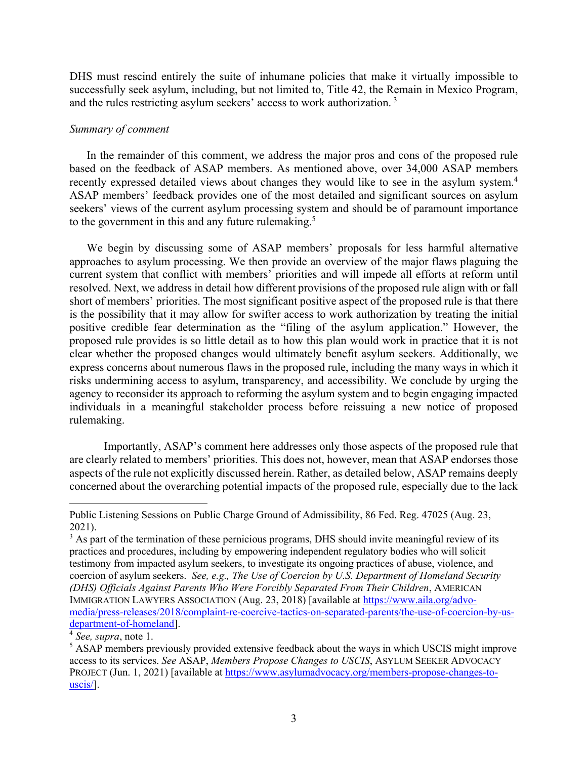DHS must rescind entirely the suite of inhumane policies that make it virtually impossible to successfully seek asylum, including, but not limited to, Title 42, the Remain in Mexico Program, and the rules restricting asylum seekers' access to work authorization. [3]

*Summary of comment*

In the remainder of this comment, we address the major pros and cons of the proposed rule based on the feedback of ASAP members. As mentioned above, over 34,000 ASAP members recently expressed detailed views about changes they would like to see in the asylum system.[4] ASAP members' feedback provides one of the most detailed and significant sources on asylum seekers' views of the current asylum processing system and should be of paramount importance to the government in this and any future rulemaking.[5]

We begin by discussing some of ASAP members' proposals for less harmful alternative approaches to asylum processing. We then provide an overview of the major flaws plaguing the current system that conflict with members' priorities and will impede all efforts at reform until resolved. Next, we address in detail how different provisions of the proposed rule align with or fall short of members' priorities. The most significant positive aspect of the proposed rule is that there is the possibility that it may allow for swifter access to work authorization by treating the initial positive credible fear determination as the "filing of the asylum application." However, the proposed rule provides is so little detail as to how this plan would work in practice that it is not clear whether the proposed changes would ultimately benefit asylum seekers. Additionally, we express concerns about numerous flaws in the proposed rule, including the many ways in which it risks undermining access to asylum, transparency, and accessibility. We conclude by urging the agency to reconsider its approach to reforming the asylum system and to begin engaging impacted individuals in a meaningful stakeholder process before reissuing a new notice of proposed rulemaking.

Importantly, ASAP's comment here addresses only those aspects of the proposed rule that are clearly related to members' priorities. This does not, however, mean that ASAP endorses those aspects of the rule not explicitly discussed herein. Rather, as detailed below, ASAP remains deeply concerned about the overarching potential impacts of the proposed rule, especially due to the lack

---

Public Listening Sessions on Public Charge Ground of Admissibility, 86 Fed. Reg. 47025 (Aug. 23, 2021).

[3] As part of the termination of these pernicious programs, DHS should invite meaningful review of its practices and procedures, including by empowering independent regulatory bodies who will solicit testimony from impacted asylum seekers, to investigate its ongoing practices of abuse, violence, and coercion of asylum seekers. *See, e.g., The Use of Coercion by U.S. Department of Homeland Security (DHS) Officials Against Parents Who Were Forcibly Separated From Their Children*, AMERICAN IMMIGRATION LAWYERS ASSOCIATION (Aug. 23, 2018) [available at https://www.aila.org/advo-media/press-releases/2018/complaint-re-coercive-tactics-on-separated-parents/the-use-of-coercion-by-us-department-of-homeland].

[4] *See, supra*, note 1.

[5] ASAP members previously provided extensive feedback about the ways in which USCIS might improve access to its services. *See* ASAP, *Members Propose Changes to USCIS*, ASYLUM SEEKER ADVOCACY PROJECT (Jun. 1, 2021) [available at https://www.asylumadvocacy.org/members-propose-changes-to-uscis/].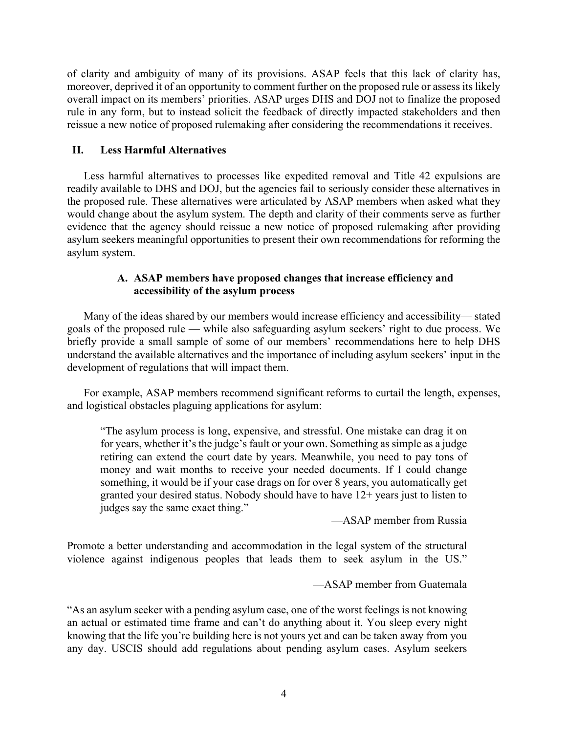of clarity and ambiguity of many of its provisions. ASAP feels that this lack of clarity has, moreover, deprived it of an opportunity to comment further on the proposed rule or assess its likely overall impact on its members' priorities. ASAP urges DHS and DOJ not to finalize the proposed rule in any form, but to instead solicit the feedback of directly impacted stakeholders and then reissue a new notice of proposed rulemaking after considering the recommendations it receives.

## II. Less Harmful Alternatives

Less harmful alternatives to processes like expedited removal and Title 42 expulsions are readily available to DHS and DOJ, but the agencies fail to seriously consider these alternatives in the proposed rule. These alternatives were articulated by ASAP members when asked what they would change about the asylum system. The depth and clarity of their comments serve as further evidence that the agency should reissue a new notice of proposed rulemaking after providing asylum seekers meaningful opportunities to present their own recommendations for reforming the asylum system.

### A. ASAP members have proposed changes that increase efficiency and accessibility of the asylum process

Many of the ideas shared by our members would increase efficiency and accessibility— stated goals of the proposed rule — while also safeguarding asylum seekers' right to due process. We briefly provide a small sample of some of our members' recommendations here to help DHS understand the available alternatives and the importance of including asylum seekers' input in the development of regulations that will impact them.

For example, ASAP members recommend significant reforms to curtail the length, expenses, and logistical obstacles plaguing applications for asylum:

> "The asylum process is long, expensive, and stressful. One mistake can drag it on for years, whether it's the judge's fault or your own. Something as simple as a judge retiring can extend the court date by years. Meanwhile, you need to pay tons of money and wait months to receive your needed documents. If I could change something, it would be if your case drags on for over 8 years, you automatically get granted your desired status. Nobody should have to have 12+ years just to listen to judges say the same exact thing."
>
> —ASAP member from Russia

Promote a better understanding and accommodation in the legal system of the structural violence against indigenous peoples that leads them to seek asylum in the US."

—ASAP member from Guatemala

"As an asylum seeker with a pending asylum case, one of the worst feelings is not knowing an actual or estimated time frame and can't do anything about it. You sleep every night knowing that the life you're building here is not yours yet and can be taken away from you any day. USCIS should add regulations about pending asylum cases. Asylum seekers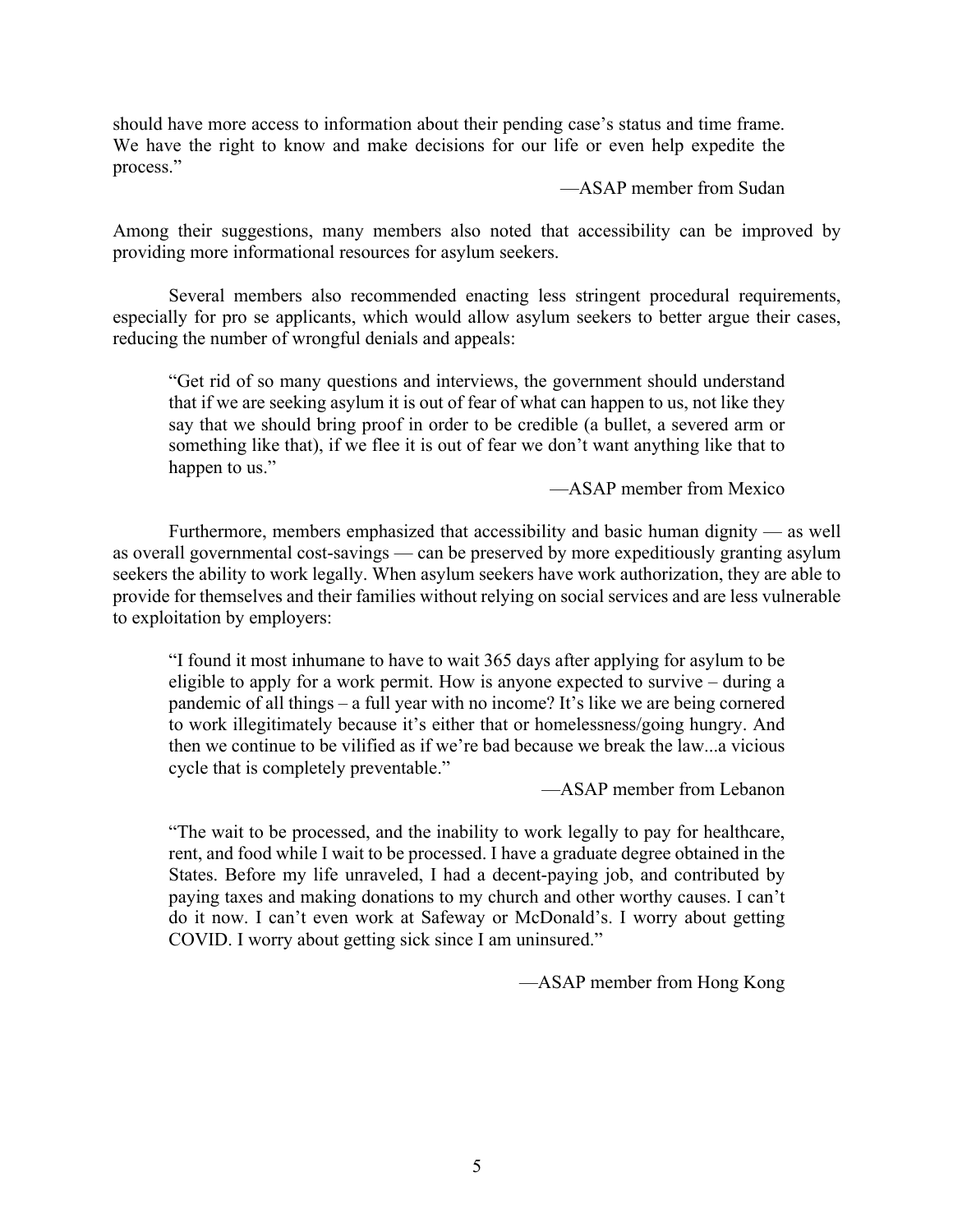should have more access to information about their pending case's status and time frame. We have the right to know and make decisions for our life or even help expedite the process."

—ASAP member from Sudan

Among their suggestions, many members also noted that accessibility can be improved by providing more informational resources for asylum seekers.

Several members also recommended enacting less stringent procedural requirements, especially for pro se applicants, which would allow asylum seekers to better argue their cases, reducing the number of wrongful denials and appeals:

> "Get rid of so many questions and interviews, the government should understand that if we are seeking asylum it is out of fear of what can happen to us, not like they say that we should bring proof in order to be credible (a bullet, a severed arm or something like that), if we flee it is out of fear we don't want anything like that to happen to us."
>
> —ASAP member from Mexico

Furthermore, members emphasized that accessibility and basic human dignity — as well as overall governmental cost-savings — can be preserved by more expeditiously granting asylum seekers the ability to work legally. When asylum seekers have work authorization, they are able to provide for themselves and their families without relying on social services and are less vulnerable to exploitation by employers:

> "I found it most inhumane to have to wait 365 days after applying for asylum to be eligible to apply for a work permit. How is anyone expected to survive – during a pandemic of all things – a full year with no income? It's like we are being cornered to work illegitimately because it's either that or homelessness/going hungry. And then we continue to be vilified as if we're bad because we break the law...a vicious cycle that is completely preventable."
>
> —ASAP member from Lebanon

> "The wait to be processed, and the inability to work legally to pay for healthcare, rent, and food while I wait to be processed. I have a graduate degree obtained in the States. Before my life unraveled, I had a decent-paying job, and contributed by paying taxes and making donations to my church and other worthy causes. I can't do it now. I can't even work at Safeway or McDonald's. I worry about getting COVID. I worry about getting sick since I am uninsured."
>
> —ASAP member from Hong Kong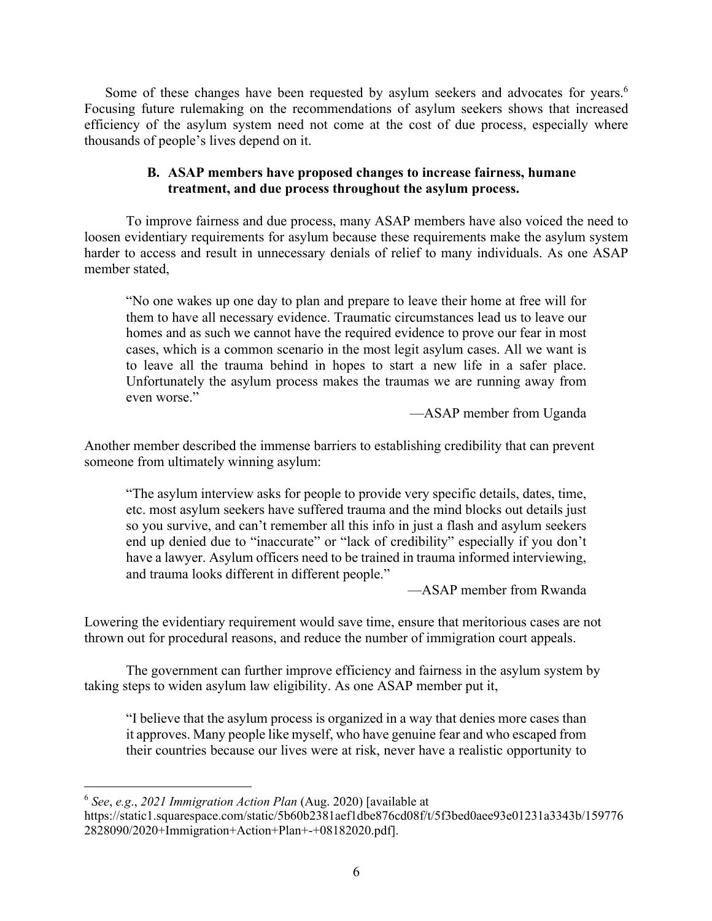Some of these changes have been requested by asylum seekers and advocates for years.[6] Focusing future rulemaking on the recommendations of asylum seekers shows that increased efficiency of the asylum system need not come at the cost of due process, especially where thousands of people's lives depend on it.

### B. ASAP members have proposed changes to increase fairness, humane treatment, and due process throughout the asylum process.

To improve fairness and due process, many ASAP members have also voiced the need to loosen evidentiary requirements for asylum because these requirements make the asylum system harder to access and result in unnecessary denials of relief to many individuals. As one ASAP member stated,

> "No one wakes up one day to plan and prepare to leave their home at free will for them to have all necessary evidence. Traumatic circumstances lead us to leave our homes and as such we cannot have the required evidence to prove our fear in most cases, which is a common scenario in the most legit asylum cases. All we want is to leave all the trauma behind in hopes to start a new life in a safer place. Unfortunately the asylum process makes the traumas we are running away from even worse."
>
> —ASAP member from Uganda

Another member described the immense barriers to establishing credibility that can prevent someone from ultimately winning asylum:

> "The asylum interview asks for people to provide very specific details, dates, time, etc. most asylum seekers have suffered trauma and the mind blocks out details just so you survive, and can't remember all this info in just a flash and asylum seekers end up denied due to "inaccurate" or "lack of credibility" especially if you don't have a lawyer. Asylum officers need to be trained in trauma informed interviewing, and trauma looks different in different people."
>
> —ASAP member from Rwanda

Lowering the evidentiary requirement would save time, ensure that meritorious cases are not thrown out for procedural reasons, and reduce the number of immigration court appeals.

The government can further improve efficiency and fairness in the asylum system by taking steps to widen asylum law eligibility. As one ASAP member put it,

> "I believe that the asylum process is organized in a way that denies more cases than it approves. Many people like myself, who have genuine fear and who escaped from their countries because our lives were at risk, never have a realistic opportunity to

---

[6] *See*, *e.g.*, *2021 Immigration Action Plan* (Aug. 2020) [available at https://static1.squarespace.com/static/5b60b2381aef1dbe876cd08f/t/5f3bed0aee93e01231a3343b/1597762828090/2020+Immigration+Action+Plan+-+08182020.pdf].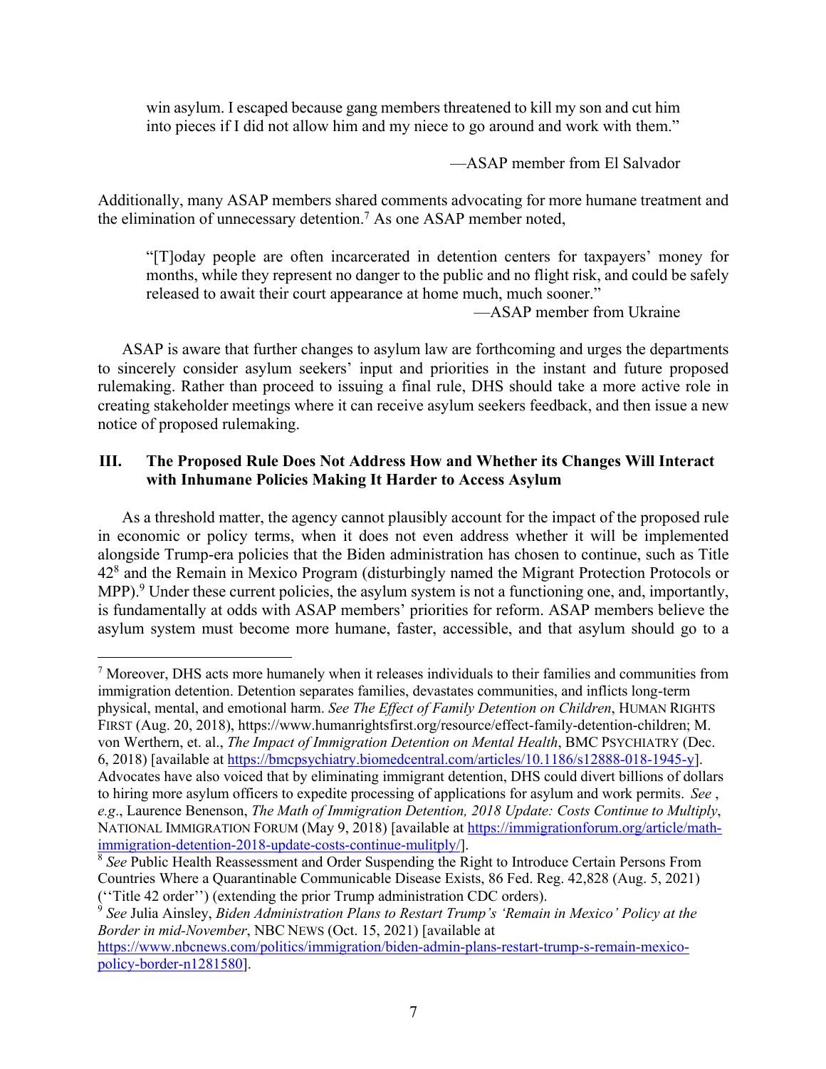> win asylum. I escaped because gang members threatened to kill my son and cut him into pieces if I did not allow him and my niece to go around and work with them."
>
> —ASAP member from El Salvador

Additionally, many ASAP members shared comments advocating for more humane treatment and the elimination of unnecessary detention.[7] As one ASAP member noted,

> "[T]oday people are often incarcerated in detention centers for taxpayers' money for months, while they represent no danger to the public and no flight risk, and could be safely released to await their court appearance at home much, much sooner."
>
> —ASAP member from Ukraine

ASAP is aware that further changes to asylum law are forthcoming and urges the departments to sincerely consider asylum seekers' input and priorities in the instant and future proposed rulemaking. Rather than proceed to issuing a final rule, DHS should take a more active role in creating stakeholder meetings where it can receive asylum seekers feedback, and then issue a new notice of proposed rulemaking.

## III. The Proposed Rule Does Not Address How and Whether its Changes Will Interact with Inhumane Policies Making It Harder to Access Asylum

As a threshold matter, the agency cannot plausibly account for the impact of the proposed rule in economic or policy terms, when it does not even address whether it will be implemented alongside Trump-era policies that the Biden administration has chosen to continue, such as Title 42[8] and the Remain in Mexico Program (disturbingly named the Migrant Protection Protocols or MPP).[9] Under these current policies, the asylum system is not a functioning one, and, importantly, is fundamentally at odds with ASAP members' priorities for reform. ASAP members believe the asylum system must become more humane, faster, accessible, and that asylum should go to a

---

[7] Moreover, DHS acts more humanely when it releases individuals to their families and communities from immigration detention. Detention separates families, devastates communities, and inflicts long-term physical, mental, and emotional harm. *See The Effect of Family Detention on Children*, HUMAN RIGHTS FIRST (Aug. 20, 2018), https://www.humanrightsfirst.org/resource/effect-family-detention-children; M. von Werthern, et. al., *The Impact of Immigration Detention on Mental Health*, BMC PSYCHIATRY (Dec. 6, 2018) [available at https://bmcpsychiatry.biomedcentral.com/articles/10.1186/s12888-018-1945-y]. Advocates have also voiced that by eliminating immigrant detention, DHS could divert billions of dollars to hiring more asylum officers to expedite processing of applications for asylum and work permits. *See* , *e.g*., Laurence Benenson, *The Math of Immigration Detention, 2018 Update: Costs Continue to Multiply*, NATIONAL IMMIGRATION FORUM (May 9, 2018) [available at https://immigrationforum.org/article/math-immigration-detention-2018-update-costs-continue-mulitply/].

[8] *See* Public Health Reassessment and Order Suspending the Right to Introduce Certain Persons From Countries Where a Quarantinable Communicable Disease Exists, 86 Fed. Reg. 42,828 (Aug. 5, 2021) (''Title 42 order'') (extending the prior Trump administration CDC orders).

[9] *See* Julia Ainsley, *Biden Administration Plans to Restart Trump's 'Remain in Mexico' Policy at the Border in mid-November*, NBC NEWS (Oct. 15, 2021) [available at https://www.nbcnews.com/politics/immigration/biden-admin-plans-restart-trump-s-remain-mexico-policy-border-n1281580].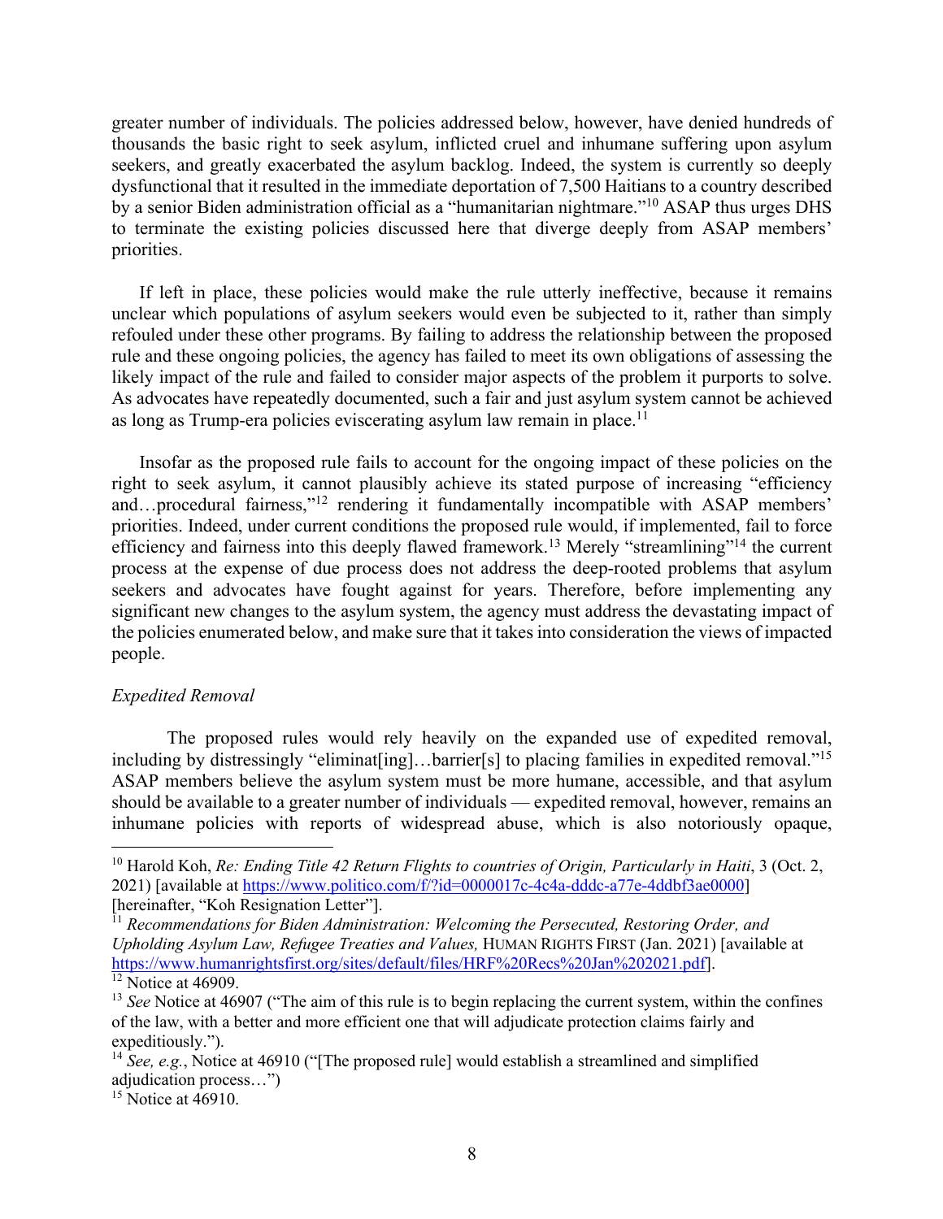greater number of individuals. The policies addressed below, however, have denied hundreds of thousands the basic right to seek asylum, inflicted cruel and inhumane suffering upon asylum seekers, and greatly exacerbated the asylum backlog. Indeed, the system is currently so deeply dysfunctional that it resulted in the immediate deportation of 7,500 Haitians to a country described by a senior Biden administration official as a "humanitarian nightmare."[10] ASAP thus urges DHS to terminate the existing policies discussed here that diverge deeply from ASAP members' priorities.

If left in place, these policies would make the rule utterly ineffective, because it remains unclear which populations of asylum seekers would even be subjected to it, rather than simply refouled under these other programs. By failing to address the relationship between the proposed rule and these ongoing policies, the agency has failed to meet its own obligations of assessing the likely impact of the rule and failed to consider major aspects of the problem it purports to solve. As advocates have repeatedly documented, such a fair and just asylum system cannot be achieved as long as Trump-era policies eviscerating asylum law remain in place.[11]

Insofar as the proposed rule fails to account for the ongoing impact of these policies on the right to seek asylum, it cannot plausibly achieve its stated purpose of increasing "efficiency and…procedural fairness,"[12] rendering it fundamentally incompatible with ASAP members' priorities. Indeed, under current conditions the proposed rule would, if implemented, fail to force efficiency and fairness into this deeply flawed framework.[13] Merely "streamlining"[14] the current process at the expense of due process does not address the deep-rooted problems that asylum seekers and advocates have fought against for years. Therefore, before implementing any significant new changes to the asylum system, the agency must address the devastating impact of the policies enumerated below, and make sure that it takes into consideration the views of impacted people.

*Expedited Removal*

The proposed rules would rely heavily on the expanded use of expedited removal, including by distressingly "eliminat[ing]…barrier[s] to placing families in expedited removal."[15] ASAP members believe the asylum system must be more humane, accessible, and that asylum should be available to a greater number of individuals — expedited removal, however, remains an inhumane policies with reports of widespread abuse, which is also notoriously opaque,

---

[10] Harold Koh, *Re: Ending Title 42 Return Flights to countries of Origin, Particularly in Haiti*, 3 (Oct. 2, 2021) [available at https://www.politico.com/f/?id=0000017c-4c4a-dddc-a77e-4ddbf3ae0000] [hereinafter, "Koh Resignation Letter"].

[11] *Recommendations for Biden Administration: Welcoming the Persecuted, Restoring Order, and Upholding Asylum Law, Refugee Treaties and Values,* HUMAN RIGHTS FIRST (Jan. 2021) [available at https://www.humanrightsfirst.org/sites/default/files/HRF%20Recs%20Jan%202021.pdf].

[12] Notice at 46909.

[13] *See* Notice at 46907 ("The aim of this rule is to begin replacing the current system, within the confines of the law, with a better and more efficient one that will adjudicate protection claims fairly and expeditiously.").

[14] *See, e.g.*, Notice at 46910 ("[The proposed rule] would establish a streamlined and simplified adjudication process…")

[15] Notice at 46910.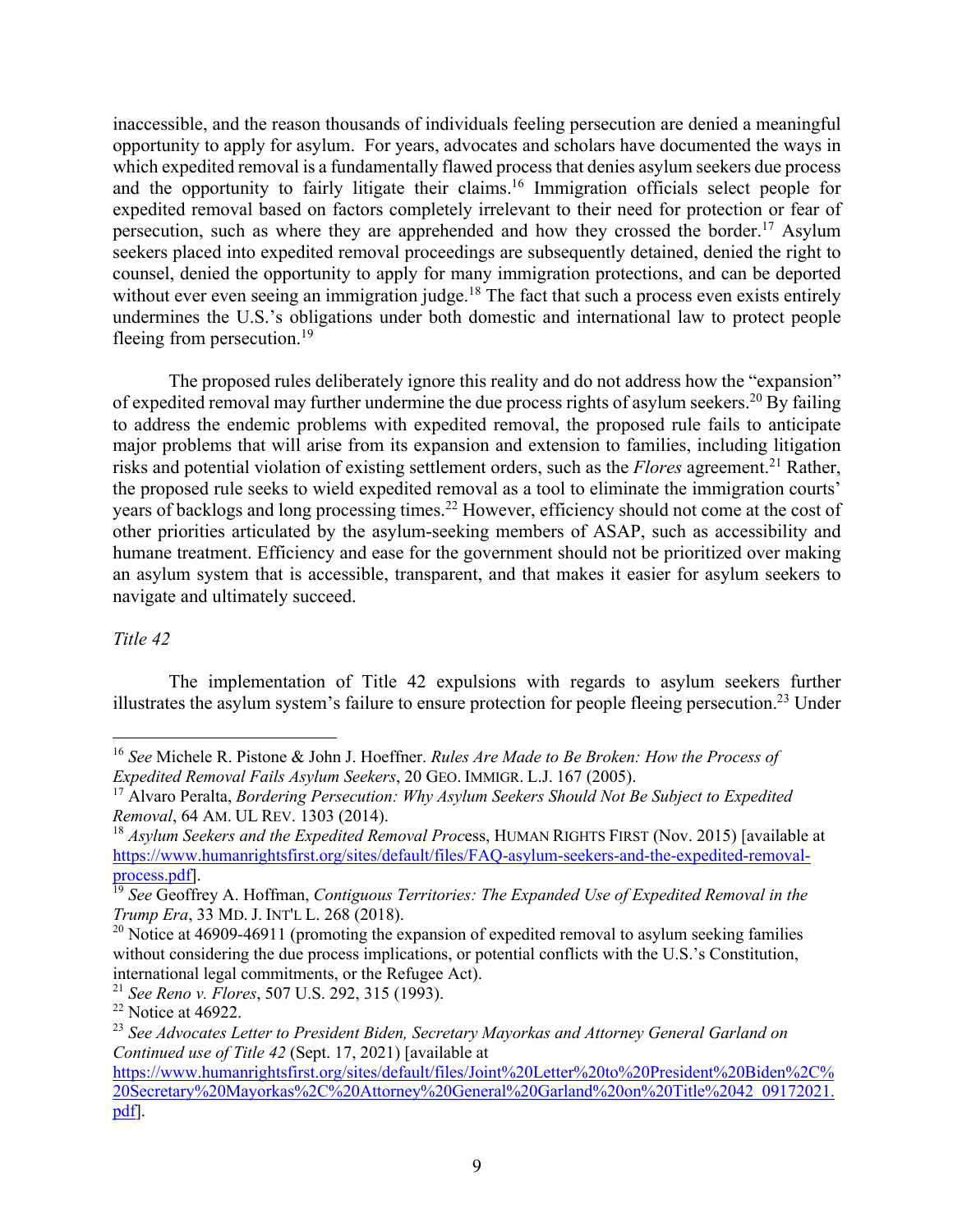inaccessible, and the reason thousands of individuals feeling persecution are denied a meaningful opportunity to apply for asylum. For years, advocates and scholars have documented the ways in which expedited removal is a fundamentally flawed process that denies asylum seekers due process and the opportunity to fairly litigate their claims.[16] Immigration officials select people for expedited removal based on factors completely irrelevant to their need for protection or fear of persecution, such as where they are apprehended and how they crossed the border.[17] Asylum seekers placed into expedited removal proceedings are subsequently detained, denied the right to counsel, denied the opportunity to apply for many immigration protections, and can be deported without ever even seeing an immigration judge.[18] The fact that such a process even exists entirely undermines the U.S.'s obligations under both domestic and international law to protect people fleeing from persecution.[19]

The proposed rules deliberately ignore this reality and do not address how the "expansion" of expedited removal may further undermine the due process rights of asylum seekers.[20] By failing to address the endemic problems with expedited removal, the proposed rule fails to anticipate major problems that will arise from its expansion and extension to families, including litigation risks and potential violation of existing settlement orders, such as the *Flores* agreement.[21] Rather, the proposed rule seeks to wield expedited removal as a tool to eliminate the immigration courts' years of backlogs and long processing times.[22] However, efficiency should not come at the cost of other priorities articulated by the asylum-seeking members of ASAP, such as accessibility and humane treatment. Efficiency and ease for the government should not be prioritized over making an asylum system that is accessible, transparent, and that makes it easier for asylum seekers to navigate and ultimately succeed.

*Title 42*

The implementation of Title 42 expulsions with regards to asylum seekers further illustrates the asylum system's failure to ensure protection for people fleeing persecution.[23] Under

---

[16] *See* Michele R. Pistone & John J. Hoeffner. *Rules Are Made to Be Broken: How the Process of Expedited Removal Fails Asylum Seekers*, 20 GEO. IMMIGR. L.J. 167 (2005).

[17] Alvaro Peralta, *Bordering Persecution: Why Asylum Seekers Should Not Be Subject to Expedited Removal*, 64 AM. UL REV. 1303 (2014).

[18] *Asylum Seekers and the Expedited Removal Process*, HUMAN RIGHTS FIRST (Nov. 2015) [available at https://www.humanrightsfirst.org/sites/default/files/FAQ-asylum-seekers-and-the-expedited-removal-process.pdf].

[19] *See* Geoffrey A. Hoffman, *Contiguous Territories: The Expanded Use of Expedited Removal in the Trump Era*, 33 MD. J. INT'L L. 268 (2018).

[20] Notice at 46909-46911 (promoting the expansion of expedited removal to asylum seeking families without considering the due process implications, or potential conflicts with the U.S.'s Constitution, international legal commitments, or the Refugee Act).

[21] *See Reno v. Flores*, 507 U.S. 292, 315 (1993).

[22] Notice at 46922.

[23] *See Advocates Letter to President Biden, Secretary Mayorkas and Attorney General Garland on Continued use of Title 42* (Sept. 17, 2021) [available at https://www.humanrightsfirst.org/sites/default/files/Joint%20Letter%20to%20President%20Biden%2C%20Secretary%20Mayorkas%2C%20Attorney%20General%20Garland%20on%20Title%2042_09172021.pdf].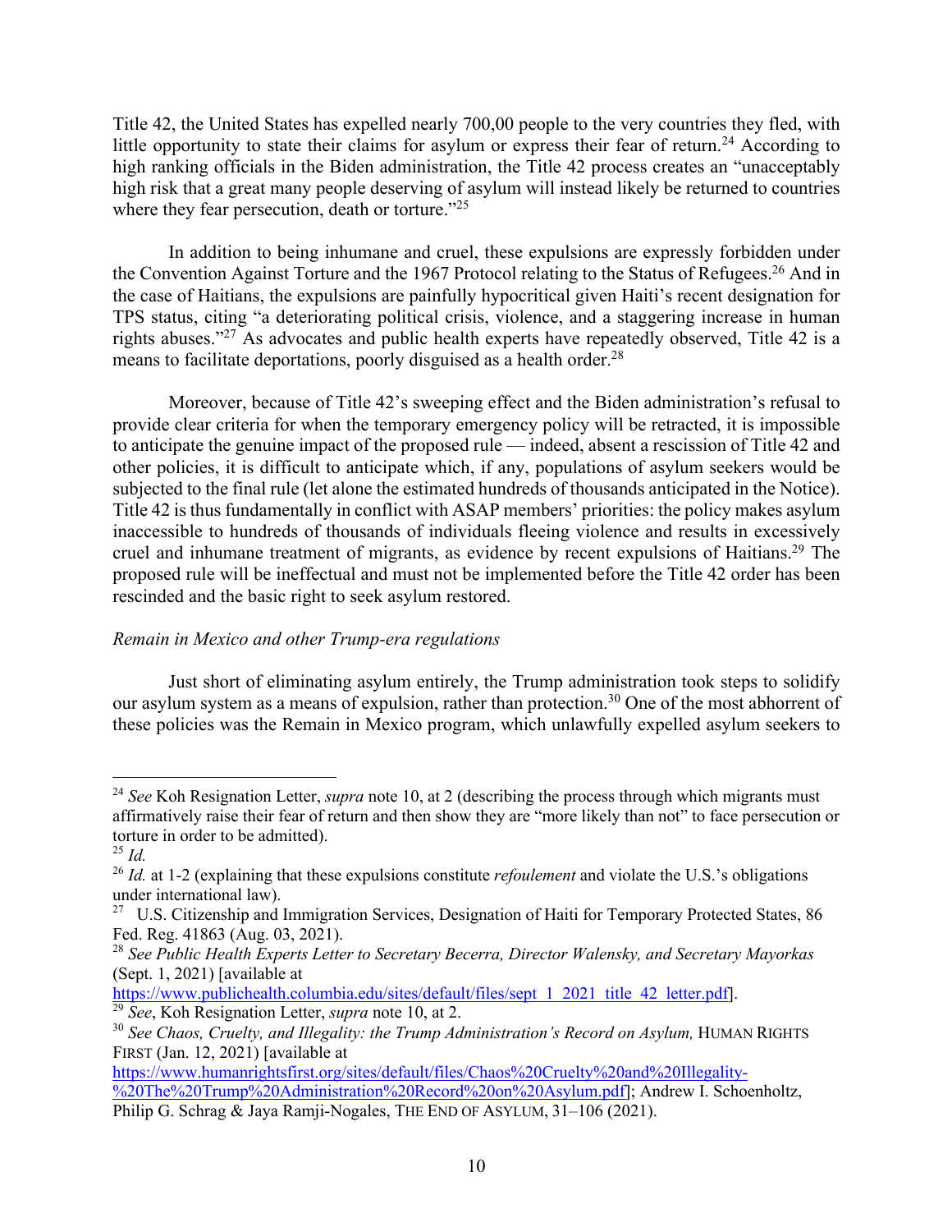Title 42, the United States has expelled nearly 700,00 people to the very countries they fled, with little opportunity to state their claims for asylum or express their fear of return.[24] According to high ranking officials in the Biden administration, the Title 42 process creates an "unacceptably high risk that a great many people deserving of asylum will instead likely be returned to countries where they fear persecution, death or torture."[25]

In addition to being inhumane and cruel, these expulsions are expressly forbidden under the Convention Against Torture and the 1967 Protocol relating to the Status of Refugees.[26] And in the case of Haitians, the expulsions are painfully hypocritical given Haiti's recent designation for TPS status, citing "a deteriorating political crisis, violence, and a staggering increase in human rights abuses."[27] As advocates and public health experts have repeatedly observed, Title 42 is a means to facilitate deportations, poorly disguised as a health order.[28]

Moreover, because of Title 42's sweeping effect and the Biden administration's refusal to provide clear criteria for when the temporary emergency policy will be retracted, it is impossible to anticipate the genuine impact of the proposed rule — indeed, absent a rescission of Title 42 and other policies, it is difficult to anticipate which, if any, populations of asylum seekers would be subjected to the final rule (let alone the estimated hundreds of thousands anticipated in the Notice). Title 42 is thus fundamentally in conflict with ASAP members' priorities: the policy makes asylum inaccessible to hundreds of thousands of individuals fleeing violence and results in excessively cruel and inhumane treatment of migrants, as evidence by recent expulsions of Haitians.[29] The proposed rule will be ineffectual and must not be implemented before the Title 42 order has been rescinded and the basic right to seek asylum restored.

*Remain in Mexico and other Trump-era regulations*

Just short of eliminating asylum entirely, the Trump administration took steps to solidify our asylum system as a means of expulsion, rather than protection.[30] One of the most abhorrent of these policies was the Remain in Mexico program, which unlawfully expelled asylum seekers to

---

[24] *See* Koh Resignation Letter, *supra* note 10, at 2 (describing the process through which migrants must affirmatively raise their fear of return and then show they are "more likely than not" to face persecution or torture in order to be admitted).

[25] *Id.*

[26] *Id.* at 1-2 (explaining that these expulsions constitute *refoulement* and violate the U.S.'s obligations under international law).

[27] U.S. Citizenship and Immigration Services, Designation of Haiti for Temporary Protected States, 86 Fed. Reg. 41863 (Aug. 03, 2021).

[28] *See Public Health Experts Letter to Secretary Becerra, Director Walensky, and Secretary Mayorkas* (Sept. 1, 2021) [available at https://www.publichealth.columbia.edu/sites/default/files/sept_1_2021_title_42_letter.pdf].

[29] *See*, Koh Resignation Letter, *supra* note 10, at 2.

[30] *See Chaos, Cruelty, and Illegality: the Trump Administration's Record on Asylum,* HUMAN RIGHTS FIRST (Jan. 12, 2021) [available at https://www.humanrightsfirst.org/sites/default/files/Chaos%20Cruelty%20and%20Illegality-%20The%20Trump%20Administration%20Record%20on%20Asylum.pdf]; Andrew I. Schoenholtz, Philip G. Schrag & Jaya Ramji-Nogales, THE END OF ASYLUM, 31–106 (2021).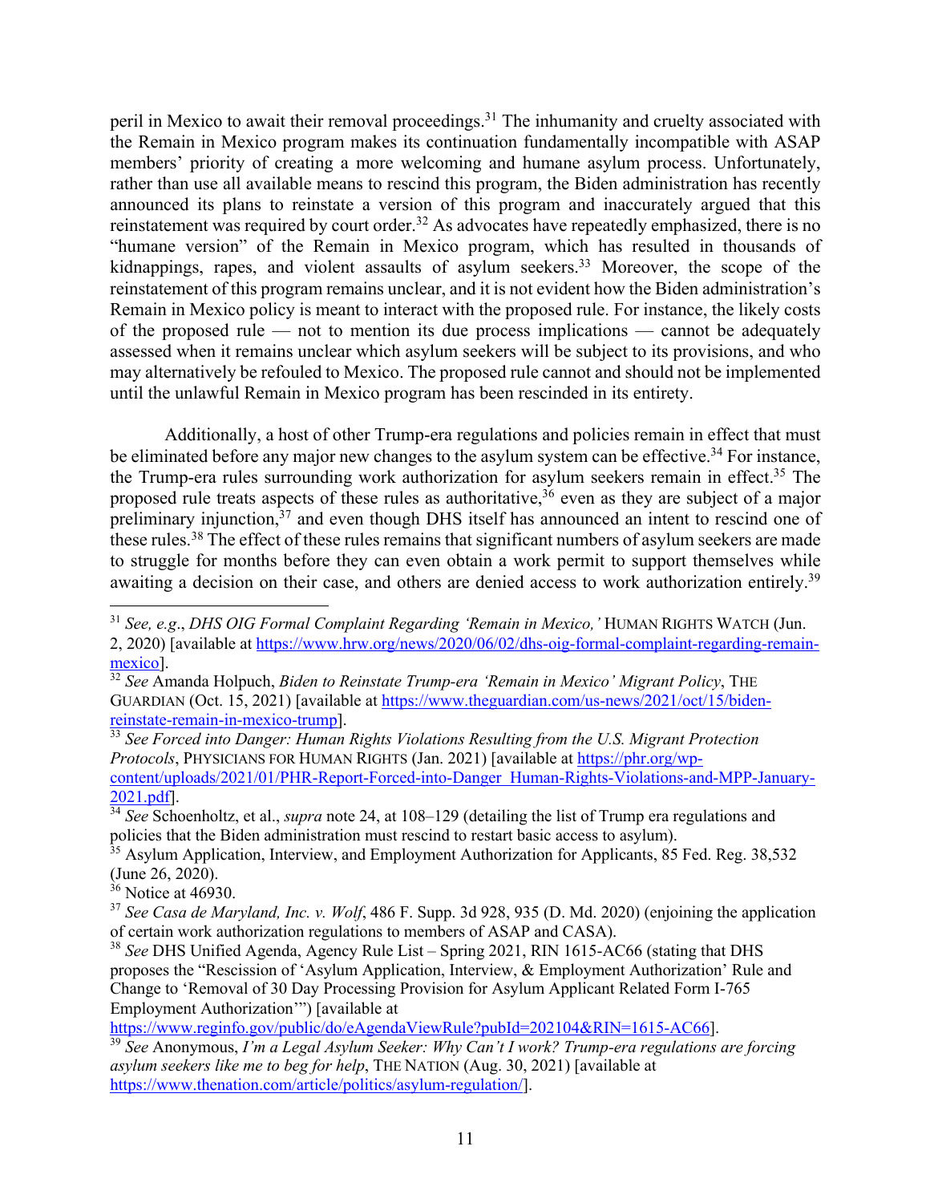peril in Mexico to await their removal proceedings.[31] The inhumanity and cruelty associated with the Remain in Mexico program makes its continuation fundamentally incompatible with ASAP members' priority of creating a more welcoming and humane asylum process. Unfortunately, rather than use all available means to rescind this program, the Biden administration has recently announced its plans to reinstate a version of this program and inaccurately argued that this reinstatement was required by court order.[32] As advocates have repeatedly emphasized, there is no "humane version" of the Remain in Mexico program, which has resulted in thousands of kidnappings, rapes, and violent assaults of asylum seekers.[33] Moreover, the scope of the reinstatement of this program remains unclear, and it is not evident how the Biden administration's Remain in Mexico policy is meant to interact with the proposed rule. For instance, the likely costs of the proposed rule — not to mention its due process implications — cannot be adequately assessed when it remains unclear which asylum seekers will be subject to its provisions, and who may alternatively be refouled to Mexico. The proposed rule cannot and should not be implemented until the unlawful Remain in Mexico program has been rescinded in its entirety.

Additionally, a host of other Trump-era regulations and policies remain in effect that must be eliminated before any major new changes to the asylum system can be effective.[34] For instance, the Trump-era rules surrounding work authorization for asylum seekers remain in effect.[35] The proposed rule treats aspects of these rules as authoritative,[36] even as they are subject of a major preliminary injunction,[37] and even though DHS itself has announced an intent to rescind one of these rules.[38] The effect of these rules remains that significant numbers of asylum seekers are made to struggle for months before they can even obtain a work permit to support themselves while awaiting a decision on their case, and others are denied access to work authorization entirely.[39]

---

[31] *See, e.g.*, *DHS OIG Formal Complaint Regarding 'Remain in Mexico,'* HUMAN RIGHTS WATCH (Jun. 2, 2020) [available at https://www.hrw.org/news/2020/06/02/dhs-oig-formal-complaint-regarding-remain-mexico].

[32] *See* Amanda Holpuch, *Biden to Reinstate Trump-era 'Remain in Mexico' Migrant Policy*, THE GUARDIAN (Oct. 15, 2021) [available at https://www.theguardian.com/us-news/2021/oct/15/biden-reinstate-remain-in-mexico-trump].

[33] *See Forced into Danger: Human Rights Violations Resulting from the U.S. Migrant Protection Protocols*, PHYSICIANS FOR HUMAN RIGHTS (Jan. 2021) [available at https://phr.org/wp-content/uploads/2021/01/PHR-Report-Forced-into-Danger_Human-Rights-Violations-and-MPP-January-2021.pdf].

[34] *See* Schoenholtz, et al., *supra* note 24, at 108–129 (detailing the list of Trump era regulations and policies that the Biden administration must rescind to restart basic access to asylum).

[35] Asylum Application, Interview, and Employment Authorization for Applicants, 85 Fed. Reg. 38,532 (June 26, 2020).

[36] Notice at 46930.

[37] *See Casa de Maryland, Inc. v. Wolf*, 486 F. Supp. 3d 928, 935 (D. Md. 2020) (enjoining the application of certain work authorization regulations to members of ASAP and CASA).

[38] *See* DHS Unified Agenda, Agency Rule List – Spring 2021, RIN 1615-AC66 (stating that DHS proposes the "Rescission of 'Asylum Application, Interview, & Employment Authorization' Rule and Change to 'Removal of 30 Day Processing Provision for Asylum Applicant Related Form I-765 Employment Authorization'") [available at https://www.reginfo.gov/public/do/eAgendaViewRule?pubId=202104&RIN=1615-AC66].

[39] *See* Anonymous, *I'm a Legal Asylum Seeker: Why Can't I work? Trump-era regulations are forcing asylum seekers like me to beg for help*, THE NATION (Aug. 30, 2021) [available at https://www.thenation.com/article/politics/asylum-regulation/].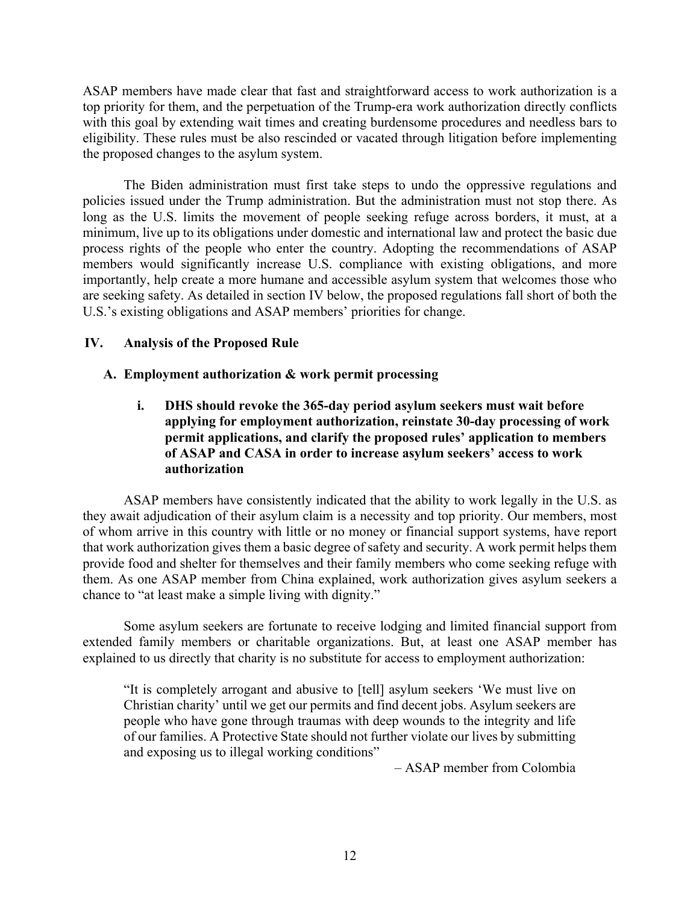ASAP members have made clear that fast and straightforward access to work authorization is a top priority for them, and the perpetuation of the Trump-era work authorization directly conflicts with this goal by extending wait times and creating burdensome procedures and needless bars to eligibility. These rules must be also rescinded or vacated through litigation before implementing the proposed changes to the asylum system.

The Biden administration must first take steps to undo the oppressive regulations and policies issued under the Trump administration. But the administration must not stop there. As long as the U.S. limits the movement of people seeking refuge across borders, it must, at a minimum, live up to its obligations under domestic and international law and protect the basic due process rights of the people who enter the country. Adopting the recommendations of ASAP members would significantly increase U.S. compliance with existing obligations, and more importantly, help create a more humane and accessible asylum system that welcomes those who are seeking safety. As detailed in section IV below, the proposed regulations fall short of both the U.S.'s existing obligations and ASAP members' priorities for change.

## IV. Analysis of the Proposed Rule

### A. Employment authorization & work permit processing

#### i. DHS should revoke the 365-day period asylum seekers must wait before applying for employment authorization, reinstate 30-day processing of work permit applications, and clarify the proposed rules' application to members of ASAP and CASA in order to increase asylum seekers' access to work authorization

ASAP members have consistently indicated that the ability to work legally in the U.S. as they await adjudication of their asylum claim is a necessity and top priority. Our members, most of whom arrive in this country with little or no money or financial support systems, have report that work authorization gives them a basic degree of safety and security. A work permit helps them provide food and shelter for themselves and their family members who come seeking refuge with them. As one ASAP member from China explained, work authorization gives asylum seekers a chance to "at least make a simple living with dignity."

Some asylum seekers are fortunate to receive lodging and limited financial support from extended family members or charitable organizations. But, at least one ASAP member has explained to us directly that charity is no substitute for access to employment authorization:

> "It is completely arrogant and abusive to [tell] asylum seekers 'We must live on Christian charity' until we get our permits and find decent jobs. Asylum seekers are people who have gone through traumas with deep wounds to the integrity and life of our families. A Protective State should not further violate our lives by submitting and exposing us to illegal working conditions"
>
> – ASAP member from Colombia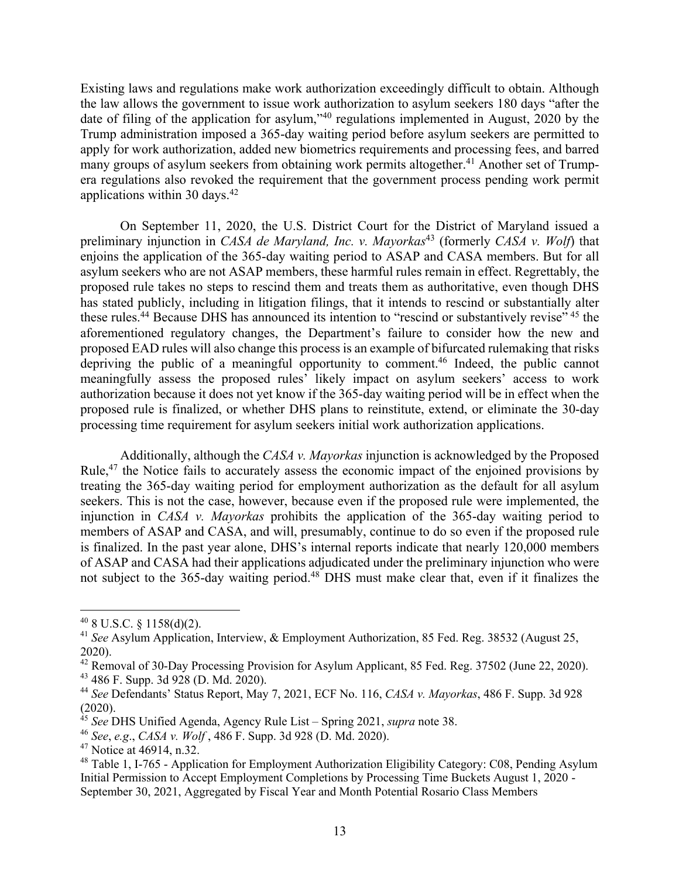Existing laws and regulations make work authorization exceedingly difficult to obtain. Although the law allows the government to issue work authorization to asylum seekers 180 days "after the date of filing of the application for asylum,"[40] regulations implemented in August, 2020 by the Trump administration imposed a 365-day waiting period before asylum seekers are permitted to apply for work authorization, added new biometrics requirements and processing fees, and barred many groups of asylum seekers from obtaining work permits altogether.[41] Another set of Trump-era regulations also revoked the requirement that the government process pending work permit applications within 30 days.[42]

On September 11, 2020, the U.S. District Court for the District of Maryland issued a preliminary injunction in *CASA de Maryland, Inc. v. Mayorkas*[43] (formerly *CASA v. Wolf*) that enjoins the application of the 365-day waiting period to ASAP and CASA members. But for all asylum seekers who are not ASAP members, these harmful rules remain in effect. Regrettably, the proposed rule takes no steps to rescind them and treats them as authoritative, even though DHS has stated publicly, including in litigation filings, that it intends to rescind or substantially alter these rules.[44] Because DHS has announced its intention to "rescind or substantively revise"[45] the aforementioned regulatory changes, the Department's failure to consider how the new and proposed EAD rules will also change this process is an example of bifurcated rulemaking that risks depriving the public of a meaningful opportunity to comment.[46] Indeed, the public cannot meaningfully assess the proposed rules' likely impact on asylum seekers' access to work authorization because it does not yet know if the 365-day waiting period will be in effect when the proposed rule is finalized, or whether DHS plans to reinstitute, extend, or eliminate the 30-day processing time requirement for asylum seekers initial work authorization applications.

Additionally, although the *CASA v. Mayorkas* injunction is acknowledged by the Proposed Rule,[47] the Notice fails to accurately assess the economic impact of the enjoined provisions by treating the 365-day waiting period for employment authorization as the default for all asylum seekers. This is not the case, however, because even if the proposed rule were implemented, the injunction in *CASA v. Mayorkas* prohibits the application of the 365-day waiting period to members of ASAP and CASA, and will, presumably, continue to do so even if the proposed rule is finalized. In the past year alone, DHS's internal reports indicate that nearly 120,000 members of ASAP and CASA had their applications adjudicated under the preliminary injunction who were not subject to the 365-day waiting period.[48] DHS must make clear that, even if it finalizes the

---

[40] 8 U.S.C. § 1158(d)(2).

[41] *See* Asylum Application, Interview, & Employment Authorization, 85 Fed. Reg. 38532 (August 25, 2020).

[42] Removal of 30-Day Processing Provision for Asylum Applicant, 85 Fed. Reg. 37502 (June 22, 2020).

[43] 486 F. Supp. 3d 928 (D. Md. 2020).

[44] *See* Defendants' Status Report, May 7, 2021, ECF No. 116, *CASA v. Mayorkas*, 486 F. Supp. 3d 928 (2020).

[45] *See* DHS Unified Agenda, Agency Rule List – Spring 2021, *supra* note 38.

[46] *See*, *e.g*., *CASA v. Wolf* , 486 F. Supp. 3d 928 (D. Md. 2020).

[47] Notice at 46914, n.32.

[48] Table 1, I-765 - Application for Employment Authorization Eligibility Category: C08, Pending Asylum Initial Permission to Accept Employment Completions by Processing Time Buckets August 1, 2020 - September 30, 2021, Aggregated by Fiscal Year and Month Potential Rosario Class Members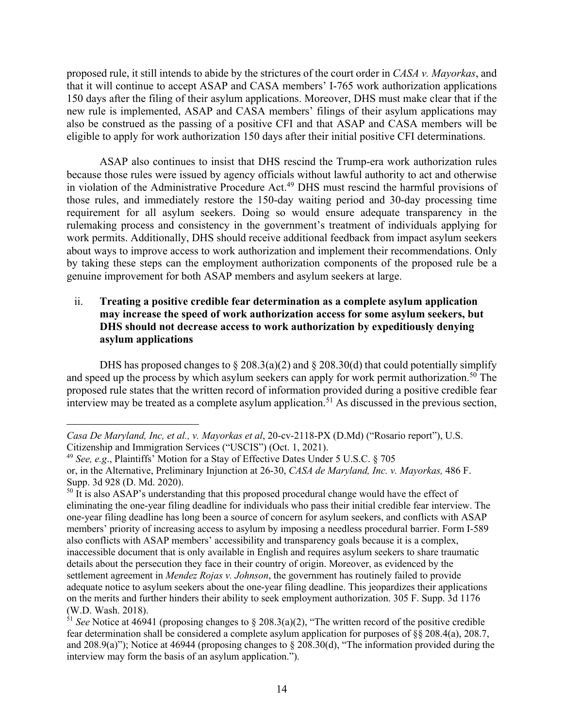proposed rule, it still intends to abide by the strictures of the court order in *CASA v. Mayorkas*, and that it will continue to accept ASAP and CASA members' I-765 work authorization applications 150 days after the filing of their asylum applications. Moreover, DHS must make clear that if the new rule is implemented, ASAP and CASA members' filings of their asylum applications may also be construed as the passing of a positive CFI and that ASAP and CASA members will be eligible to apply for work authorization 150 days after their initial positive CFI determinations.

ASAP also continues to insist that DHS rescind the Trump-era work authorization rules because those rules were issued by agency officials without lawful authority to act and otherwise in violation of the Administrative Procedure Act.[49] DHS must rescind the harmful provisions of those rules, and immediately restore the 150-day waiting period and 30-day processing time requirement for all asylum seekers. Doing so would ensure adequate transparency in the rulemaking process and consistency in the government's treatment of individuals applying for work permits. Additionally, DHS should receive additional feedback from impact asylum seekers about ways to improve access to work authorization and implement their recommendations. Only by taking these steps can the employment authorization components of the proposed rule be a genuine improvement for both ASAP members and asylum seekers at large.

ii. **Treating a positive credible fear determination as a complete asylum application may increase the speed of work authorization access for some asylum seekers, but DHS should not decrease access to work authorization by expeditiously denying asylum applications**

DHS has proposed changes to § 208.3(a)(2) and § 208.30(d) that could potentially simplify and speed up the process by which asylum seekers can apply for work permit authorization.[50] The proposed rule states that the written record of information provided during a positive credible fear interview may be treated as a complete asylum application.[51] As discussed in the previous section,

---

*Casa De Maryland, Inc, et al., v. Mayorkas et al*, 20-cv-2118-PX (D.Md) ("Rosario report"), U.S. Citizenship and Immigration Services ("USCIS") (Oct. 1, 2021).

[49] *See, e.g*., Plaintiffs' Motion for a Stay of Effective Dates Under 5 U.S.C. § 705 or, in the Alternative, Preliminary Injunction at 26-30, *CASA de Maryland, Inc. v. Mayorkas,* 486 F. Supp. 3d 928 (D. Md. 2020).

[50] It is also ASAP's understanding that this proposed procedural change would have the effect of eliminating the one-year filing deadline for individuals who pass their initial credible fear interview. The one-year filing deadline has long been a source of concern for asylum seekers, and conflicts with ASAP members' priority of increasing access to asylum by imposing a needless procedural barrier. Form I-589 also conflicts with ASAP members' accessibility and transparency goals because it is a complex, inaccessible document that is only available in English and requires asylum seekers to share traumatic details about the persecution they face in their country of origin. Moreover, as evidenced by the settlement agreement in *Mendez Rojas v. Johnson*, the government has routinely failed to provide adequate notice to asylum seekers about the one-year filing deadline. This jeopardizes their applications on the merits and further hinders their ability to seek employment authorization. 305 F. Supp. 3d 1176 (W.D. Wash. 2018).

[51] *See* Notice at 46941 (proposing changes to § 208.3(a)(2), "The written record of the positive credible fear determination shall be considered a complete asylum application for purposes of §§ 208.4(a), 208.7, and 208.9(a)"); Notice at 46944 (proposing changes to § 208.30(d), "The information provided during the interview may form the basis of an asylum application.").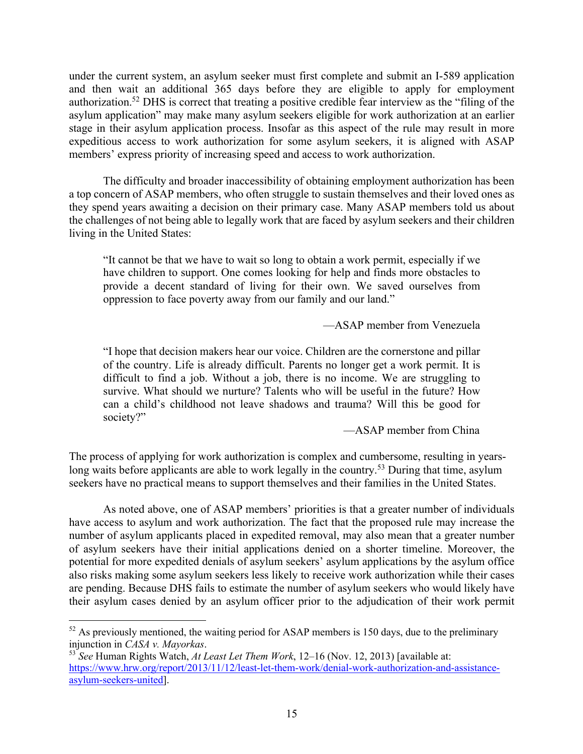under the current system, an asylum seeker must first complete and submit an I-589 application and then wait an additional 365 days before they are eligible to apply for employment authorization.[52] DHS is correct that treating a positive credible fear interview as the "filing of the asylum application" may make many asylum seekers eligible for work authorization at an earlier stage in their asylum application process. Insofar as this aspect of the rule may result in more expeditious access to work authorization for some asylum seekers, it is aligned with ASAP members' express priority of increasing speed and access to work authorization.

The difficulty and broader inaccessibility of obtaining employment authorization has been a top concern of ASAP members, who often struggle to sustain themselves and their loved ones as they spend years awaiting a decision on their primary case. Many ASAP members told us about the challenges of not being able to legally work that are faced by asylum seekers and their children living in the United States:

> "It cannot be that we have to wait so long to obtain a work permit, especially if we have children to support. One comes looking for help and finds more obstacles to provide a decent standard of living for their own. We saved ourselves from oppression to face poverty away from our family and our land."
>
> —ASAP member from Venezuela

> "I hope that decision makers hear our voice. Children are the cornerstone and pillar of the country. Life is already difficult. Parents no longer get a work permit. It is difficult to find a job. Without a job, there is no income. We are struggling to survive. What should we nurture? Talents who will be useful in the future? How can a child's childhood not leave shadows and trauma? Will this be good for society?"
>
> —ASAP member from China

The process of applying for work authorization is complex and cumbersome, resulting in years-long waits before applicants are able to work legally in the country.[53] During that time, asylum seekers have no practical means to support themselves and their families in the United States.

As noted above, one of ASAP members' priorities is that a greater number of individuals have access to asylum and work authorization. The fact that the proposed rule may increase the number of asylum applicants placed in expedited removal, may also mean that a greater number of asylum seekers have their initial applications denied on a shorter timeline. Moreover, the potential for more expedited denials of asylum seekers' asylum applications by the asylum office also risks making some asylum seekers less likely to receive work authorization while their cases are pending. Because DHS fails to estimate the number of asylum seekers who would likely have their asylum cases denied by an asylum officer prior to the adjudication of their work permit

---

[52] As previously mentioned, the waiting period for ASAP members is 150 days, due to the preliminary injunction in *CASA v. Mayorkas*.

[53] *See* Human Rights Watch, *At Least Let Them Work*, 12–16 (Nov. 12, 2013) [available at: https://www.hrw.org/report/2013/11/12/least-let-them-work/denial-work-authorization-and-assistance-asylum-seekers-united].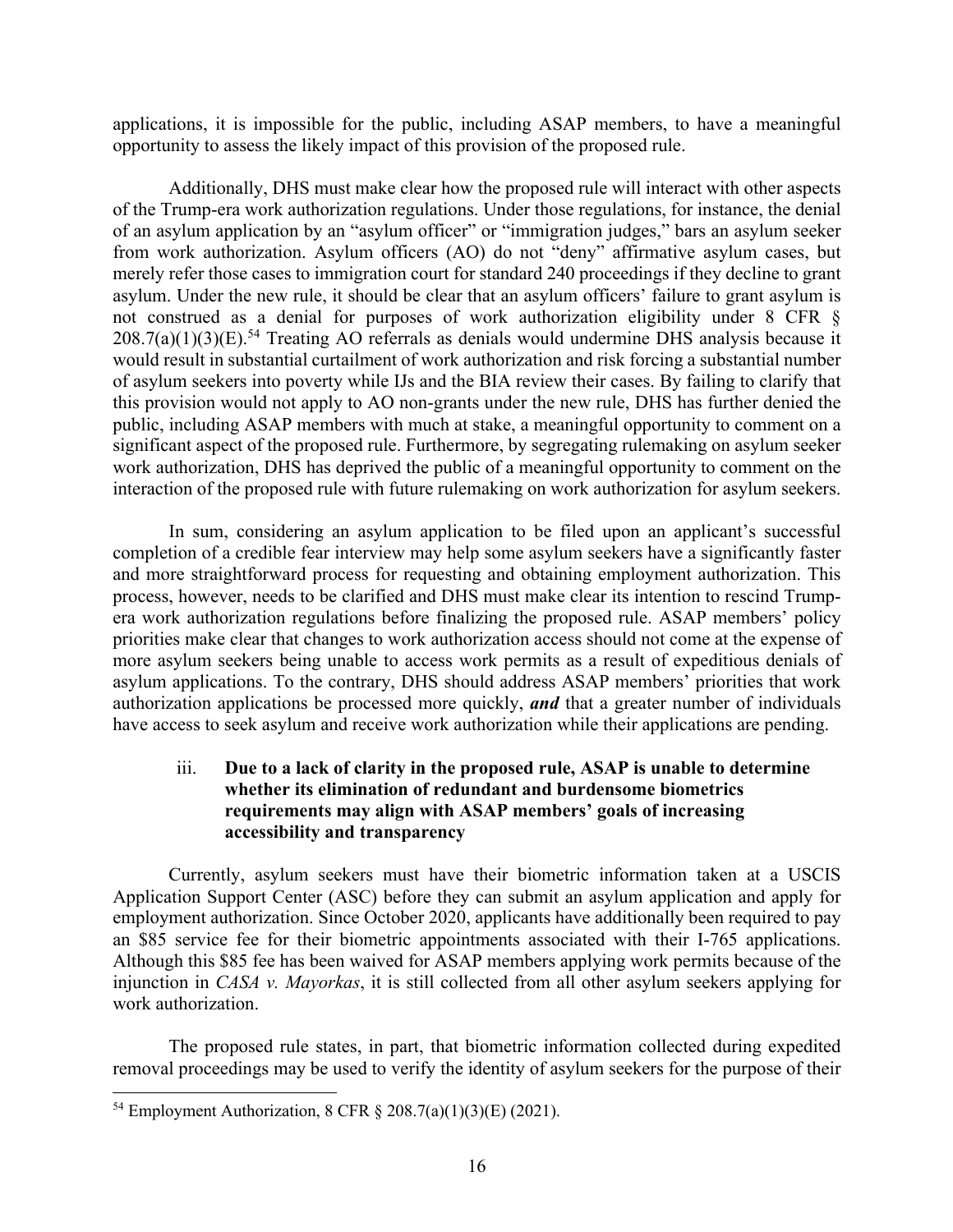applications, it is impossible for the public, including ASAP members, to have a meaningful opportunity to assess the likely impact of this provision of the proposed rule.

Additionally, DHS must make clear how the proposed rule will interact with other aspects of the Trump-era work authorization regulations. Under those regulations, for instance, the denial of an asylum application by an "asylum officer" or "immigration judges," bars an asylum seeker from work authorization. Asylum officers (AO) do not "deny" affirmative asylum cases, but merely refer those cases to immigration court for standard 240 proceedings if they decline to grant asylum. Under the new rule, it should be clear that an asylum officers' failure to grant asylum is not construed as a denial for purposes of work authorization eligibility under 8 CFR § 208.7(a)(1)(3)(E).[54] Treating AO referrals as denials would undermine DHS analysis because it would result in substantial curtailment of work authorization and risk forcing a substantial number of asylum seekers into poverty while IJs and the BIA review their cases. By failing to clarify that this provision would not apply to AO non-grants under the new rule, DHS has further denied the public, including ASAP members with much at stake, a meaningful opportunity to comment on a significant aspect of the proposed rule. Furthermore, by segregating rulemaking on asylum seeker work authorization, DHS has deprived the public of a meaningful opportunity to comment on the interaction of the proposed rule with future rulemaking on work authorization for asylum seekers.

In sum, considering an asylum application to be filed upon an applicant's successful completion of a credible fear interview may help some asylum seekers have a significantly faster and more straightforward process for requesting and obtaining employment authorization. This process, however, needs to be clarified and DHS must make clear its intention to rescind Trump-era work authorization regulations before finalizing the proposed rule. ASAP members' policy priorities make clear that changes to work authorization access should not come at the expense of more asylum seekers being unable to access work permits as a result of expeditious denials of asylum applications. To the contrary, DHS should address ASAP members' priorities that work authorization applications be processed more quickly, ***and*** that a greater number of individuals have access to seek asylum and receive work authorization while their applications are pending.

#### iii. Due to a lack of clarity in the proposed rule, ASAP is unable to determine whether its elimination of redundant and burdensome biometrics requirements may align with ASAP members' goals of increasing accessibility and transparency

Currently, asylum seekers must have their biometric information taken at a USCIS Application Support Center (ASC) before they can submit an asylum application and apply for employment authorization. Since October 2020, applicants have additionally been required to pay an $85 service fee for their biometric appointments associated with their I-765 applications. Although this $85 fee has been waived for ASAP members applying work permits because of the injunction in *CASA v. Mayorkas*, it is still collected from all other asylum seekers applying for work authorization.

The proposed rule states, in part, that biometric information collected during expedited removal proceedings may be used to verify the identity of asylum seekers for the purpose of their

---

[54] Employment Authorization, 8 CFR § 208.7(a)(1)(3)(E) (2021).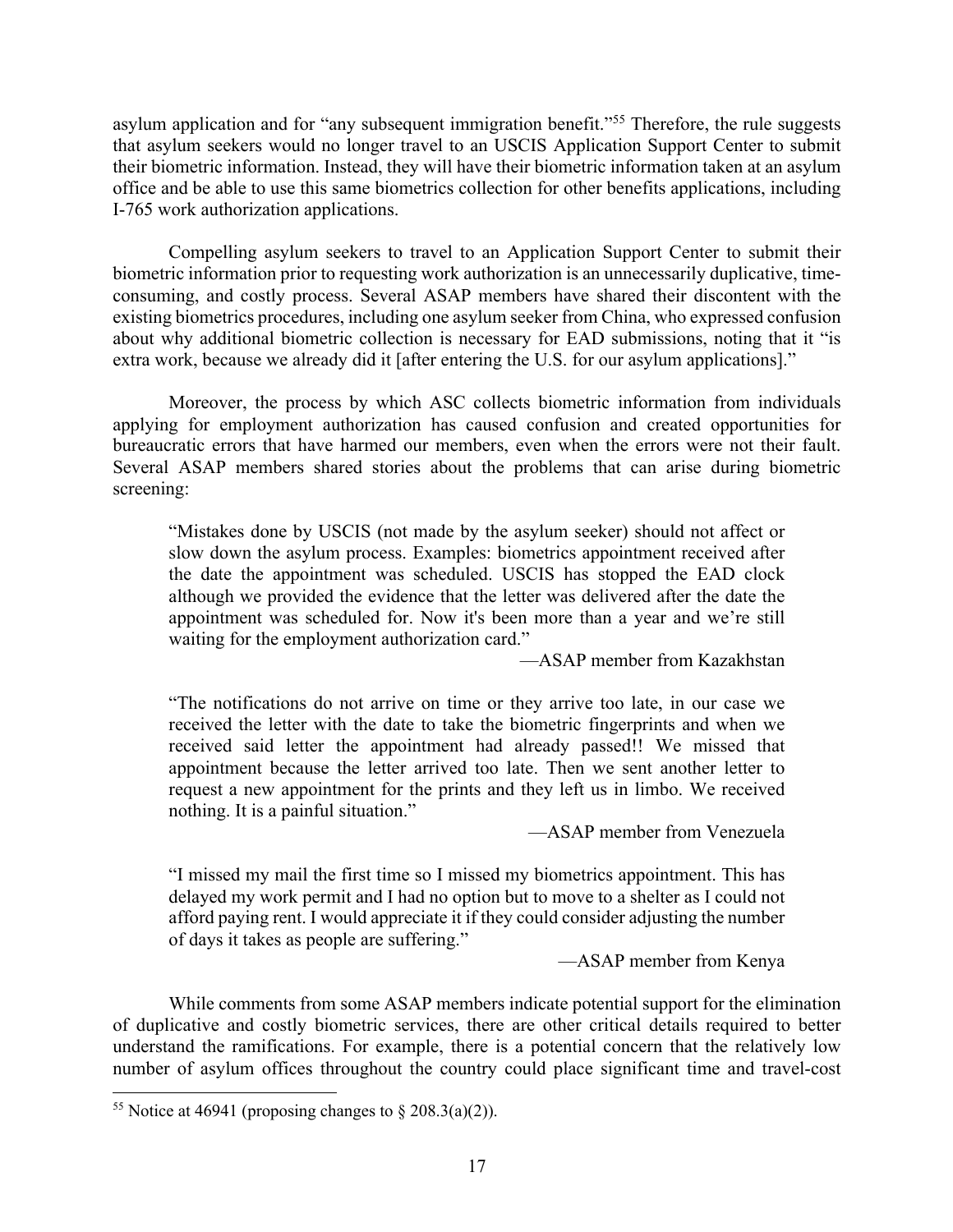asylum application and for "any subsequent immigration benefit."[55] Therefore, the rule suggests that asylum seekers would no longer travel to an USCIS Application Support Center to submit their biometric information. Instead, they will have their biometric information taken at an asylum office and be able to use this same biometrics collection for other benefits applications, including I-765 work authorization applications.

Compelling asylum seekers to travel to an Application Support Center to submit their biometric information prior to requesting work authorization is an unnecessarily duplicative, time-consuming, and costly process. Several ASAP members have shared their discontent with the existing biometrics procedures, including one asylum seeker from China, who expressed confusion about why additional biometric collection is necessary for EAD submissions, noting that it "is extra work, because we already did it [after entering the U.S. for our asylum applications]."

Moreover, the process by which ASC collects biometric information from individuals applying for employment authorization has caused confusion and created opportunities for bureaucratic errors that have harmed our members, even when the errors were not their fault. Several ASAP members shared stories about the problems that can arise during biometric screening:

> "Mistakes done by USCIS (not made by the asylum seeker) should not affect or slow down the asylum process. Examples: biometrics appointment received after the date the appointment was scheduled. USCIS has stopped the EAD clock although we provided the evidence that the letter was delivered after the date the appointment was scheduled for. Now it's been more than a year and we're still waiting for the employment authorization card."
>
> —ASAP member from Kazakhstan

> "The notifications do not arrive on time or they arrive too late, in our case we received the letter with the date to take the biometric fingerprints and when we received said letter the appointment had already passed!! We missed that appointment because the letter arrived too late. Then we sent another letter to request a new appointment for the prints and they left us in limbo. We received nothing. It is a painful situation."
>
> —ASAP member from Venezuela

> "I missed my mail the first time so I missed my biometrics appointment. This has delayed my work permit and I had no option but to move to a shelter as I could not afford paying rent. I would appreciate it if they could consider adjusting the number of days it takes as people are suffering."
>
> —ASAP member from Kenya

While comments from some ASAP members indicate potential support for the elimination of duplicative and costly biometric services, there are other critical details required to better understand the ramifications. For example, there is a potential concern that the relatively low number of asylum offices throughout the country could place significant time and travel-cost

[55] Notice at 46941 (proposing changes to § 208.3(a)(2)).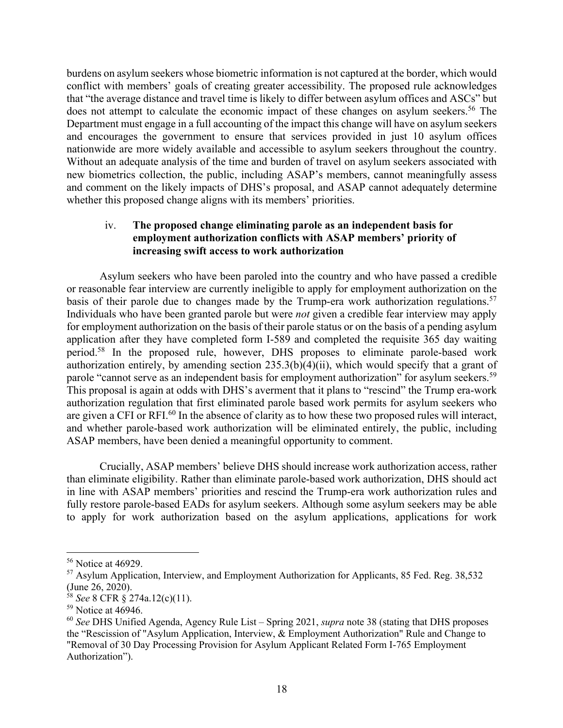burdens on asylum seekers whose biometric information is not captured at the border, which would conflict with members' goals of creating greater accessibility. The proposed rule acknowledges that "the average distance and travel time is likely to differ between asylum offices and ASCs" but does not attempt to calculate the economic impact of these changes on asylum seekers.[56] The Department must engage in a full accounting of the impact this change will have on asylum seekers and encourages the government to ensure that services provided in just 10 asylum offices nationwide are more widely available and accessible to asylum seekers throughout the country. Without an adequate analysis of the time and burden of travel on asylum seekers associated with new biometrics collection, the public, including ASAP's members, cannot meaningfully assess and comment on the likely impacts of DHS's proposal, and ASAP cannot adequately determine whether this proposed change aligns with its members' priorities.

#### iv. The proposed change eliminating parole as an independent basis for employment authorization conflicts with ASAP members' priority of increasing swift access to work authorization

Asylum seekers who have been paroled into the country and who have passed a credible or reasonable fear interview are currently ineligible to apply for employment authorization on the basis of their parole due to changes made by the Trump-era work authorization regulations.[57] Individuals who have been granted parole but were *not* given a credible fear interview may apply for employment authorization on the basis of their parole status or on the basis of a pending asylum application after they have completed form I-589 and completed the requisite 365 day waiting period.[58] In the proposed rule, however, DHS proposes to eliminate parole-based work authorization entirely, by amending section 235.3(b)(4)(ii), which would specify that a grant of parole "cannot serve as an independent basis for employment authorization" for asylum seekers.[59] This proposal is again at odds with DHS's averment that it plans to "rescind" the Trump era-work authorization regulation that first eliminated parole based work permits for asylum seekers who are given a CFI or RFI.[60] In the absence of clarity as to how these two proposed rules will interact, and whether parole-based work authorization will be eliminated entirely, the public, including ASAP members, have been denied a meaningful opportunity to comment.

Crucially, ASAP members' believe DHS should increase work authorization access, rather than eliminate eligibility. Rather than eliminate parole-based work authorization, DHS should act in line with ASAP members' priorities and rescind the Trump-era work authorization rules and fully restore parole-based EADs for asylum seekers. Although some asylum seekers may be able to apply for work authorization based on the asylum applications, applications for work

---

[56] Notice at 46929.

[57] Asylum Application, Interview, and Employment Authorization for Applicants, 85 Fed. Reg. 38,532 (June 26, 2020).

[58] *See* 8 CFR § 274a.12(c)(11).

[59] Notice at 46946.

[60] *See* DHS Unified Agenda, Agency Rule List – Spring 2021, *supra* note 38 (stating that DHS proposes the "Rescission of "Asylum Application, Interview, & Employment Authorization" Rule and Change to "Removal of 30 Day Processing Provision for Asylum Applicant Related Form I-765 Employment Authorization").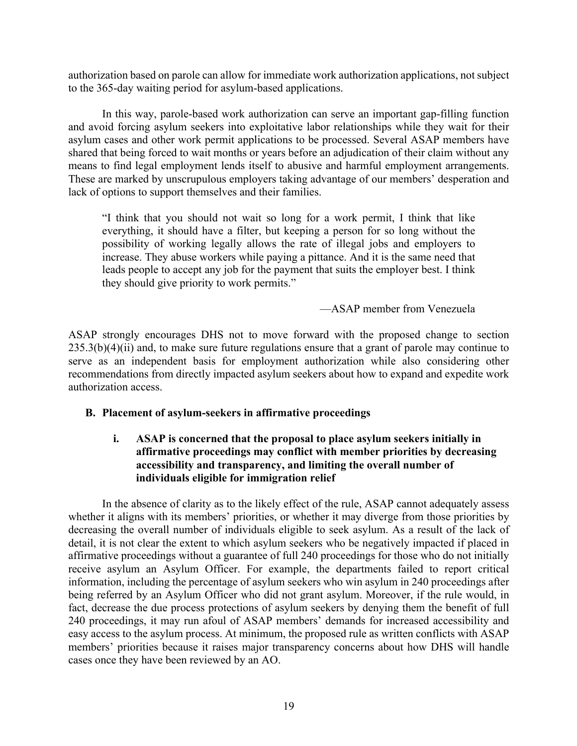authorization based on parole can allow for immediate work authorization applications, not subject to the 365-day waiting period for asylum-based applications.

In this way, parole-based work authorization can serve an important gap-filling function and avoid forcing asylum seekers into exploitative labor relationships while they wait for their asylum cases and other work permit applications to be processed. Several ASAP members have shared that being forced to wait months or years before an adjudication of their claim without any means to find legal employment lends itself to abusive and harmful employment arrangements. These are marked by unscrupulous employers taking advantage of our members' desperation and lack of options to support themselves and their families.

> "I think that you should not wait so long for a work permit, I think that like everything, it should have a filter, but keeping a person for so long without the possibility of working legally allows the rate of illegal jobs and employers to increase. They abuse workers while paying a pittance. And it is the same need that leads people to accept any job for the payment that suits the employer best. I think they should give priority to work permits."
>
> —ASAP member from Venezuela

ASAP strongly encourages DHS not to move forward with the proposed change to section 235.3(b)(4)(ii) and, to make sure future regulations ensure that a grant of parole may continue to serve as an independent basis for employment authorization while also considering other recommendations from directly impacted asylum seekers about how to expand and expedite work authorization access.

### B. Placement of asylum-seekers in affirmative proceedings

#### i. ASAP is concerned that the proposal to place asylum seekers initially in affirmative proceedings may conflict with member priorities by decreasing accessibility and transparency, and limiting the overall number of individuals eligible for immigration relief

In the absence of clarity as to the likely effect of the rule, ASAP cannot adequately assess whether it aligns with its members' priorities, or whether it may diverge from those priorities by decreasing the overall number of individuals eligible to seek asylum. As a result of the lack of detail, it is not clear the extent to which asylum seekers who be negatively impacted if placed in affirmative proceedings without a guarantee of full 240 proceedings for those who do not initially receive asylum an Asylum Officer. For example, the departments failed to report critical information, including the percentage of asylum seekers who win asylum in 240 proceedings after being referred by an Asylum Officer who did not grant asylum. Moreover, if the rule would, in fact, decrease the due process protections of asylum seekers by denying them the benefit of full 240 proceedings, it may run afoul of ASAP members' demands for increased accessibility and easy access to the asylum process. At minimum, the proposed rule as written conflicts with ASAP members' priorities because it raises major transparency concerns about how DHS will handle cases once they have been reviewed by an AO.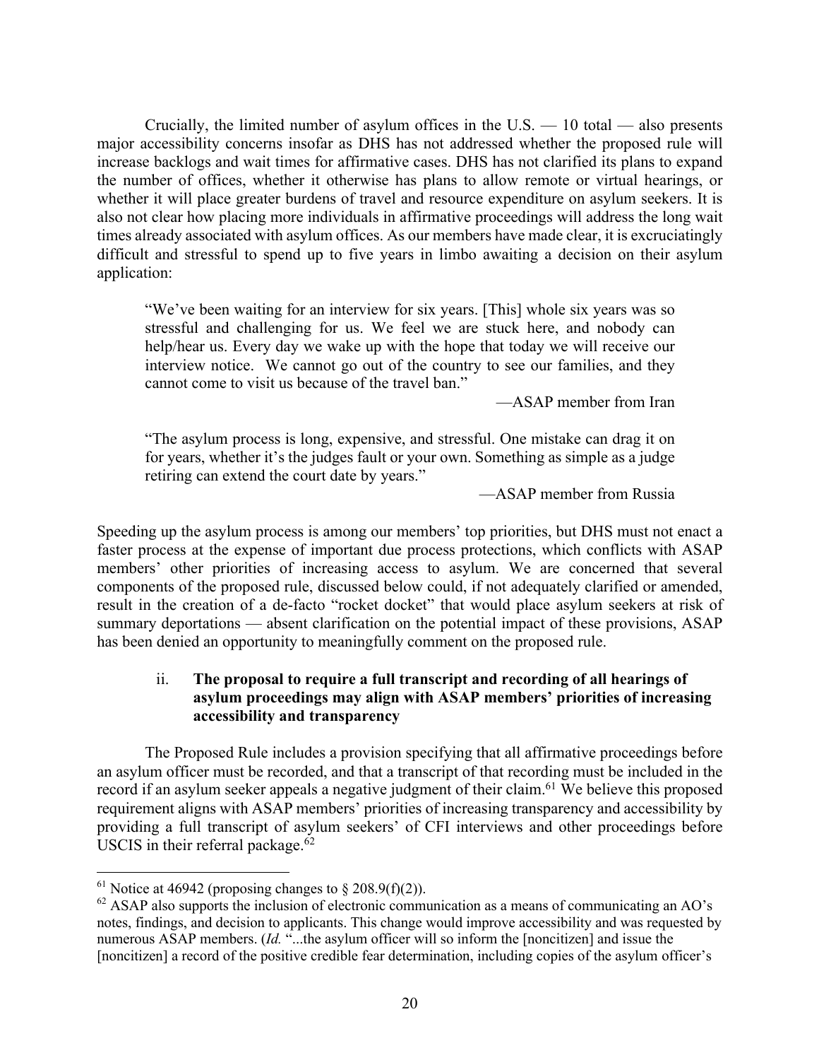Crucially, the limited number of asylum offices in the U.S. — 10 total — also presents major accessibility concerns insofar as DHS has not addressed whether the proposed rule will increase backlogs and wait times for affirmative cases. DHS has not clarified its plans to expand the number of offices, whether it otherwise has plans to allow remote or virtual hearings, or whether it will place greater burdens of travel and resource expenditure on asylum seekers. It is also not clear how placing more individuals in affirmative proceedings will address the long wait times already associated with asylum offices. As our members have made clear, it is excruciatingly difficult and stressful to spend up to five years in limbo awaiting a decision on their asylum application:

> "We've been waiting for an interview for six years. [This] whole six years was so stressful and challenging for us. We feel we are stuck here, and nobody can help/hear us. Every day we wake up with the hope that today we will receive our interview notice. We cannot go out of the country to see our families, and they cannot come to visit us because of the travel ban."
>
> —ASAP member from Iran

> "The asylum process is long, expensive, and stressful. One mistake can drag it on for years, whether it's the judges fault or your own. Something as simple as a judge retiring can extend the court date by years."
>
> —ASAP member from Russia

Speeding up the asylum process is among our members' top priorities, but DHS must not enact a faster process at the expense of important due process protections, which conflicts with ASAP members' other priorities of increasing access to asylum. We are concerned that several components of the proposed rule, discussed below could, if not adequately clarified or amended, result in the creation of a de-facto "rocket docket" that would place asylum seekers at risk of summary deportations — absent clarification on the potential impact of these provisions, ASAP has been denied an opportunity to meaningfully comment on the proposed rule.

ii. **The proposal to require a full transcript and recording of all hearings of asylum proceedings may align with ASAP members' priorities of increasing accessibility and transparency**

The Proposed Rule includes a provision specifying that all affirmative proceedings before an asylum officer must be recorded, and that a transcript of that recording must be included in the record if an asylum seeker appeals a negative judgment of their claim.[61] We believe this proposed requirement aligns with ASAP members' priorities of increasing transparency and accessibility by providing a full transcript of asylum seekers' of CFI interviews and other proceedings before USCIS in their referral package.[62]

---

[61] Notice at 46942 (proposing changes to § 208.9(f)(2)).

[62] ASAP also supports the inclusion of electronic communication as a means of communicating an AO's notes, findings, and decision to applicants. This change would improve accessibility and was requested by numerous ASAP members. (*Id.* "...the asylum officer will so inform the [noncitizen] and issue the [noncitizen] a record of the positive credible fear determination, including copies of the asylum officer's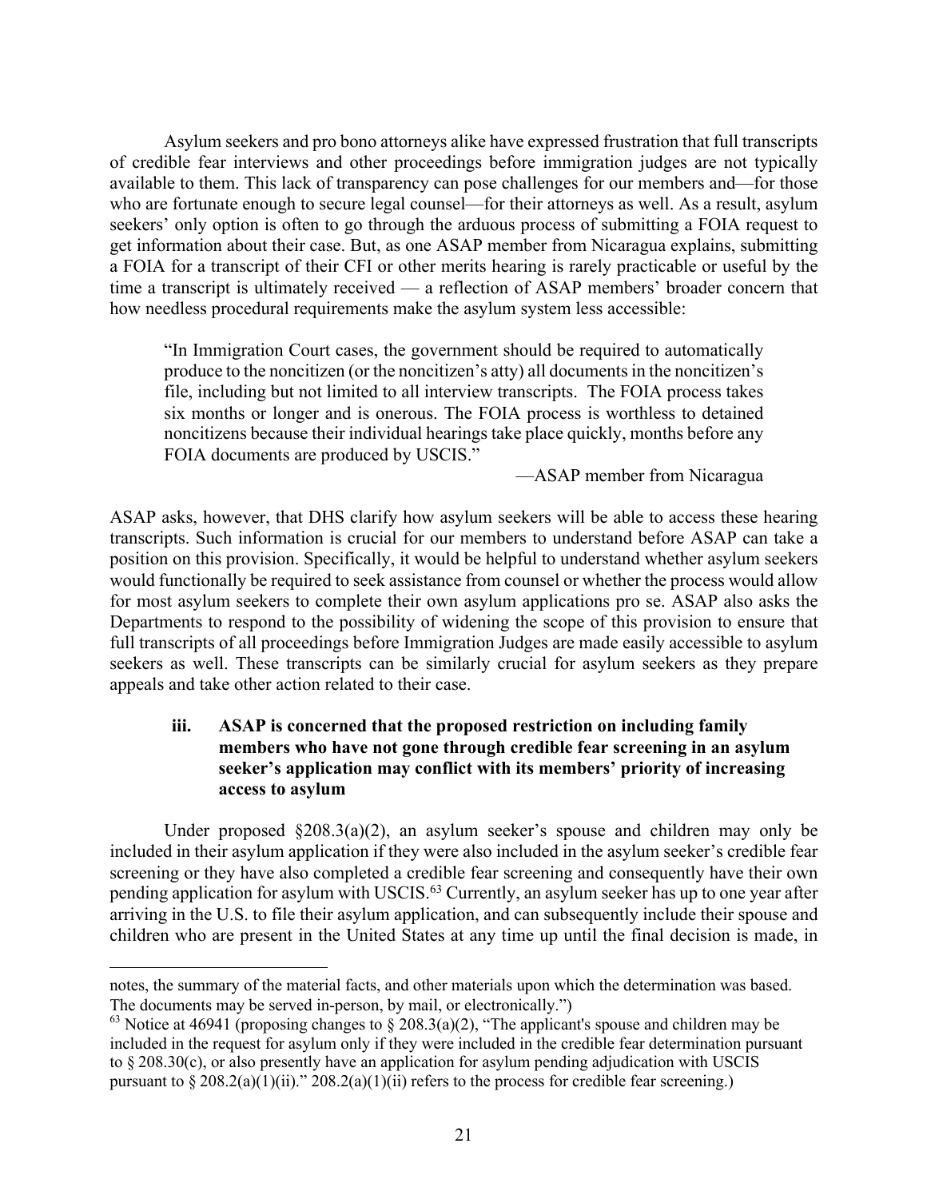Asylum seekers and pro bono attorneys alike have expressed frustration that full transcripts of credible fear interviews and other proceedings before immigration judges are not typically available to them. This lack of transparency can pose challenges for our members and—for those who are fortunate enough to secure legal counsel—for their attorneys as well. As a result, asylum seekers' only option is often to go through the arduous process of submitting a FOIA request to get information about their case. But, as one ASAP member from Nicaragua explains, submitting a FOIA for a transcript of their CFI or other merits hearing is rarely practicable or useful by the time a transcript is ultimately received — a reflection of ASAP members' broader concern that how needless procedural requirements make the asylum system less accessible:

> "In Immigration Court cases, the government should be required to automatically produce to the noncitizen (or the noncitizen's atty) all documents in the noncitizen's file, including but not limited to all interview transcripts. The FOIA process takes six months or longer and is onerous. The FOIA process is worthless to detained noncitizens because their individual hearings take place quickly, months before any FOIA documents are produced by USCIS."
>
> —ASAP member from Nicaragua

ASAP asks, however, that DHS clarify how asylum seekers will be able to access these hearing transcripts. Such information is crucial for our members to understand before ASAP can take a position on this provision. Specifically, it would be helpful to understand whether asylum seekers would functionally be required to seek assistance from counsel or whether the process would allow for most asylum seekers to complete their own asylum applications pro se. ASAP also asks the Departments to respond to the possibility of widening the scope of this provision to ensure that full transcripts of all proceedings before Immigration Judges are made easily accessible to asylum seekers as well. These transcripts can be similarly crucial for asylum seekers as they prepare appeals and take other action related to their case.

#### iii. ASAP is concerned that the proposed restriction on including family members who have not gone through credible fear screening in an asylum seeker's application may conflict with its members' priority of increasing access to asylum

Under proposed §208.3(a)(2), an asylum seeker's spouse and children may only be included in their asylum application if they were also included in the asylum seeker's credible fear screening or they have also completed a credible fear screening and consequently have their own pending application for asylum with USCIS.[63] Currently, an asylum seeker has up to one year after arriving in the U.S. to file their asylum application, and can subsequently include their spouse and children who are present in the United States at any time up until the final decision is made, in

---

notes, the summary of the material facts, and other materials upon which the determination was based. The documents may be served in-person, by mail, or electronically.")

[63] Notice at 46941 (proposing changes to § 208.3(a)(2), "The applicant's spouse and children may be included in the request for asylum only if they were included in the credible fear determination pursuant to § 208.30(c), or also presently have an application for asylum pending adjudication with USCIS pursuant to § 208.2(a)(1)(ii)." 208.2(a)(1)(ii) refers to the process for credible fear screening.)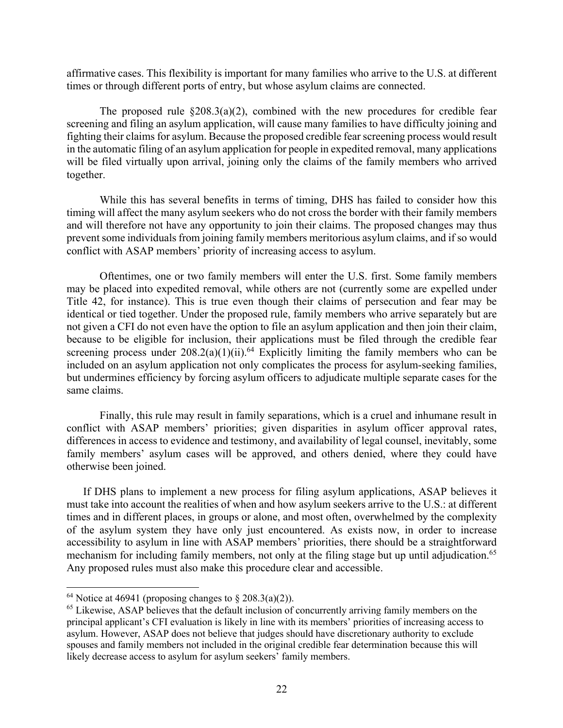affirmative cases. This flexibility is important for many families who arrive to the U.S. at different times or through different ports of entry, but whose asylum claims are connected.

The proposed rule §208.3(a)(2), combined with the new procedures for credible fear screening and filing an asylum application, will cause many families to have difficulty joining and fighting their claims for asylum. Because the proposed credible fear screening process would result in the automatic filing of an asylum application for people in expedited removal, many applications will be filed virtually upon arrival, joining only the claims of the family members who arrived together.

While this has several benefits in terms of timing, DHS has failed to consider how this timing will affect the many asylum seekers who do not cross the border with their family members and will therefore not have any opportunity to join their claims. The proposed changes may thus prevent some individuals from joining family members meritorious asylum claims, and if so would conflict with ASAP members' priority of increasing access to asylum.

Oftentimes, one or two family members will enter the U.S. first. Some family members may be placed into expedited removal, while others are not (currently some are expelled under Title 42, for instance). This is true even though their claims of persecution and fear may be identical or tied together. Under the proposed rule, family members who arrive separately but are not given a CFI do not even have the option to file an asylum application and then join their claim, because to be eligible for inclusion, their applications must be filed through the credible fear screening process under 208.2(a)(1)(ii).[64] Explicitly limiting the family members who can be included on an asylum application not only complicates the process for asylum-seeking families, but undermines efficiency by forcing asylum officers to adjudicate multiple separate cases for the same claims.

Finally, this rule may result in family separations, which is a cruel and inhumane result in conflict with ASAP members' priorities; given disparities in asylum officer approval rates, differences in access to evidence and testimony, and availability of legal counsel, inevitably, some family members' asylum cases will be approved, and others denied, where they could have otherwise been joined.

If DHS plans to implement a new process for filing asylum applications, ASAP believes it must take into account the realities of when and how asylum seekers arrive to the U.S.: at different times and in different places, in groups or alone, and most often, overwhelmed by the complexity of the asylum system they have only just encountered. As exists now, in order to increase accessibility to asylum in line with ASAP members' priorities, there should be a straightforward mechanism for including family members, not only at the filing stage but up until adjudication.[65] Any proposed rules must also make this procedure clear and accessible.

---

[64] Notice at 46941 (proposing changes to § 208.3(a)(2)).

[65] Likewise, ASAP believes that the default inclusion of concurrently arriving family members on the principal applicant's CFI evaluation is likely in line with its members' priorities of increasing access to asylum. However, ASAP does not believe that judges should have discretionary authority to exclude spouses and family members not included in the original credible fear determination because this will likely decrease access to asylum for asylum seekers' family members.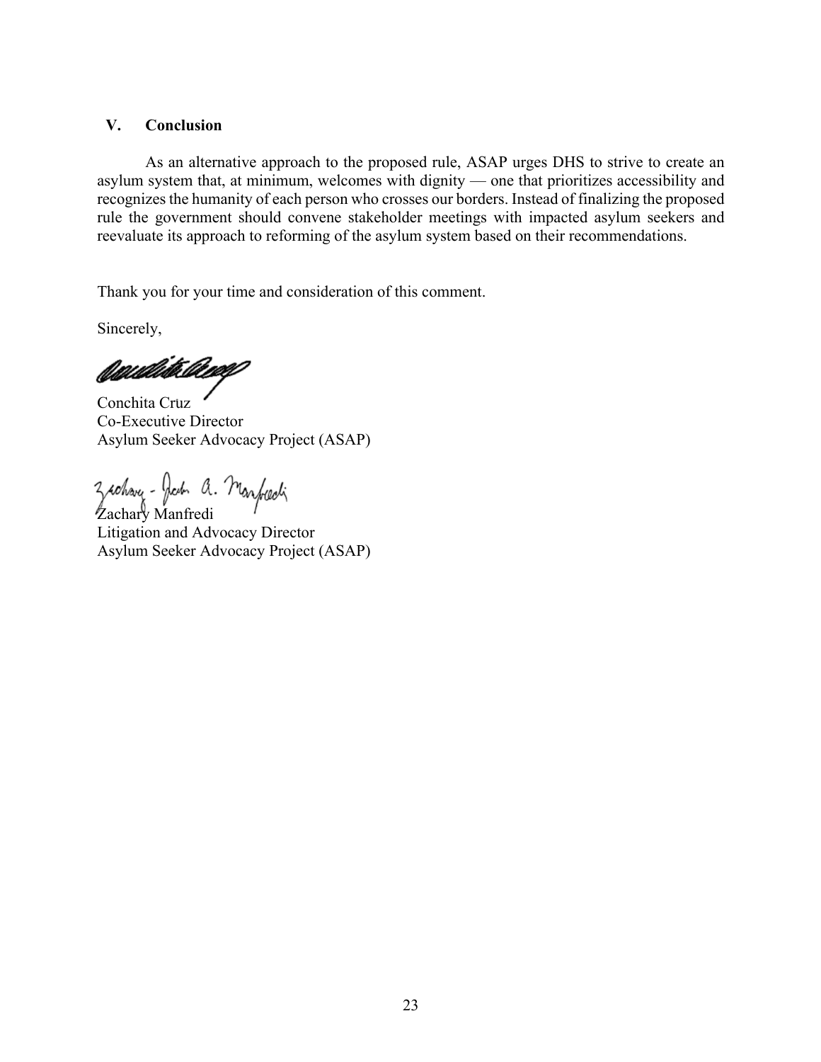## V. Conclusion

As an alternative approach to the proposed rule, ASAP urges DHS to strive to create an asylum system that, at minimum, welcomes with dignity — one that prioritizes accessibility and recognizes the humanity of each person who crosses our borders. Instead of finalizing the proposed rule the government should convene stakeholder meetings with impacted asylum seekers and reevaluate its approach to reforming of the asylum system based on their recommendations.

Thank you for your time and consideration of this comment.

Sincerely,

Conchita Cruz
Co-Executive Director
Asylum Seeker Advocacy Project (ASAP)

Zachary Manfredi
Litigation and Advocacy Director
Asylum Seeker Advocacy Project (ASAP)